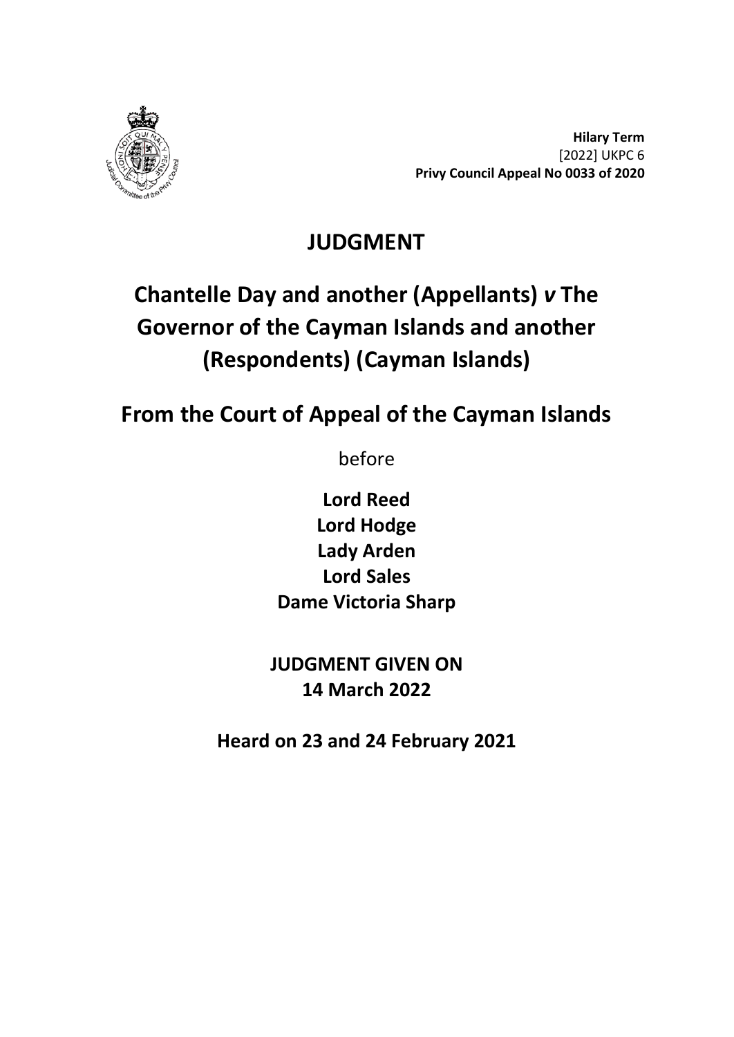**Hilary Term**
[2022] UKPC 6
**Privy Council Appeal No 0033 of 2020**

# JUDGMENT

# Chantelle Day and another (Appellants) *v* The Governor of the Cayman Islands and another (Respondents) (Cayman Islands)

## From the Court of Appeal of the Cayman Islands

before

**Lord Reed**
**Lord Hodge**
**Lady Arden**
**Lord Sales**
**Dame Victoria Sharp**

**JUDGMENT GIVEN ON**
**14 March 2022**

**Heard on 23 and 24 February 2021**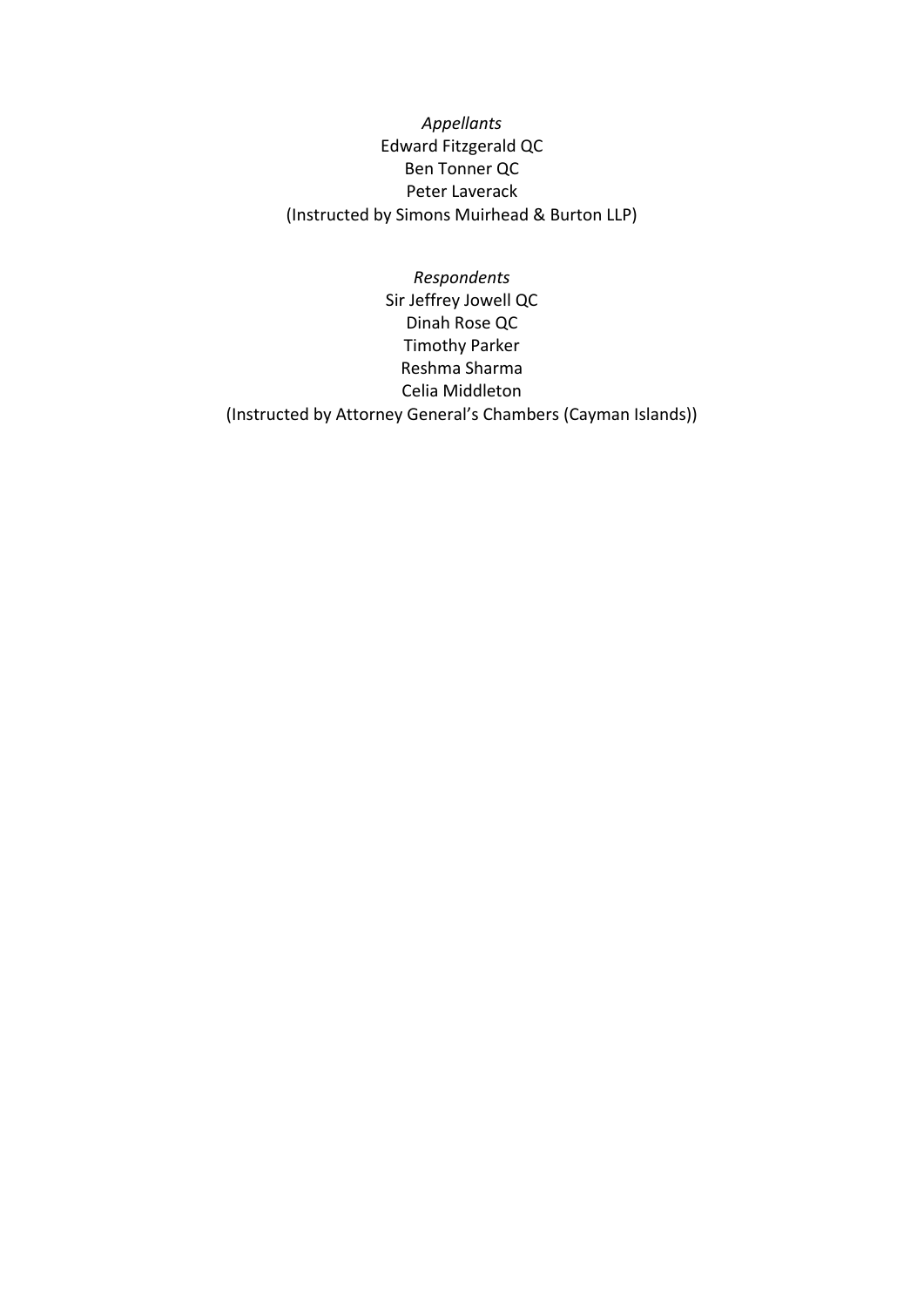*Appellants*
Edward Fitzgerald QC
Ben Tonner QC
Peter Laverack
(Instructed by Simons Muirhead & Burton LLP)

*Respondents*
Sir Jeffrey Jowell QC
Dinah Rose QC
Timothy Parker
Reshma Sharma
Celia Middleton
(Instructed by Attorney General's Chambers (Cayman Islands))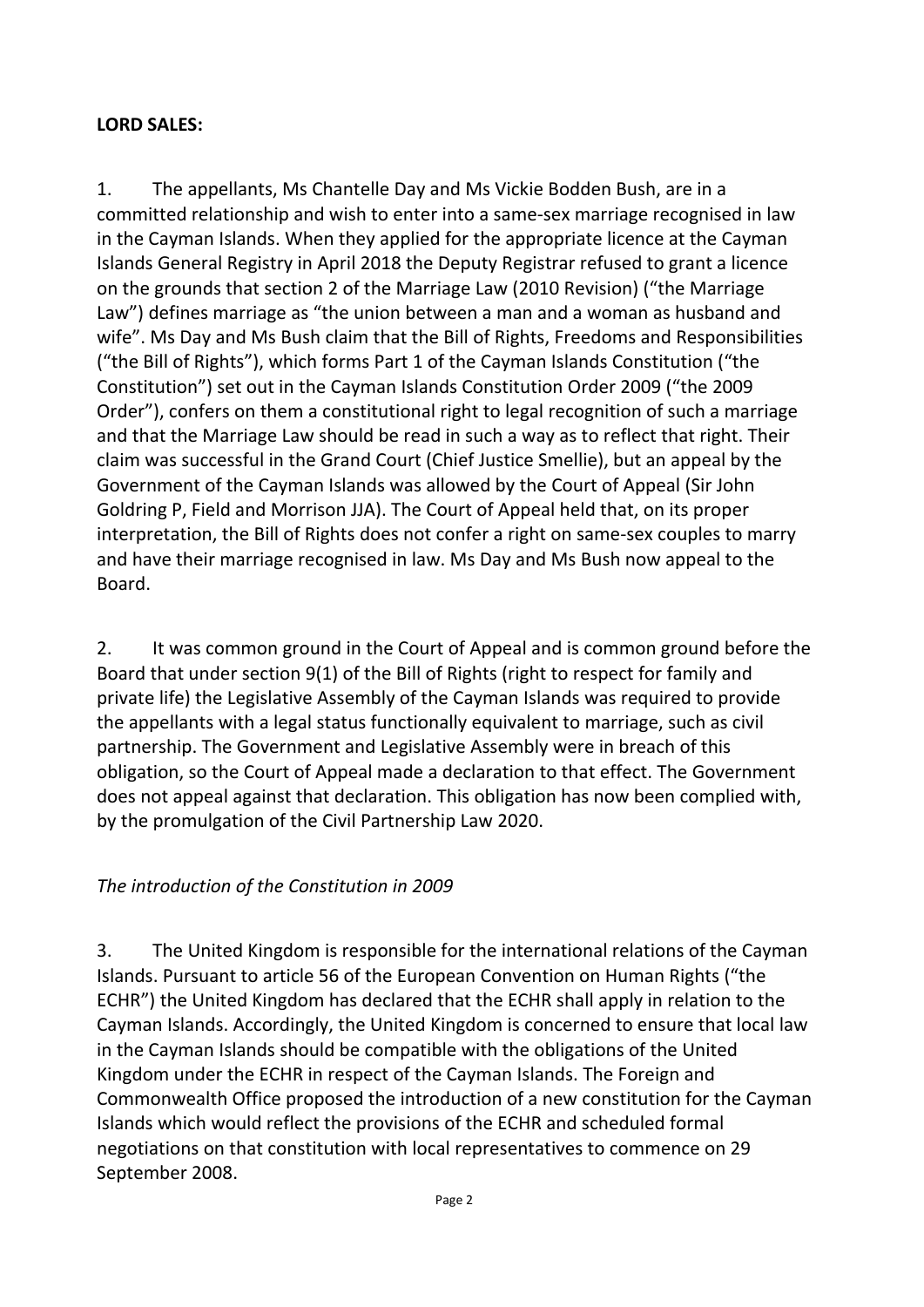**LORD SALES:**

1. The appellants, Ms Chantelle Day and Ms Vickie Bodden Bush, are in a committed relationship and wish to enter into a same-sex marriage recognised in law in the Cayman Islands. When they applied for the appropriate licence at the Cayman Islands General Registry in April 2018 the Deputy Registrar refused to grant a licence on the grounds that section 2 of the Marriage Law (2010 Revision) ("the Marriage Law") defines marriage as "the union between a man and a woman as husband and wife". Ms Day and Ms Bush claim that the Bill of Rights, Freedoms and Responsibilities ("the Bill of Rights"), which forms Part 1 of the Cayman Islands Constitution ("the Constitution") set out in the Cayman Islands Constitution Order 2009 ("the 2009 Order"), confers on them a constitutional right to legal recognition of such a marriage and that the Marriage Law should be read in such a way as to reflect that right. Their claim was successful in the Grand Court (Chief Justice Smellie), but an appeal by the Government of the Cayman Islands was allowed by the Court of Appeal (Sir John Goldring P, Field and Morrison JJA). The Court of Appeal held that, on its proper interpretation, the Bill of Rights does not confer a right on same-sex couples to marry and have their marriage recognised in law. Ms Day and Ms Bush now appeal to the Board.

2. It was common ground in the Court of Appeal and is common ground before the Board that under section 9(1) of the Bill of Rights (right to respect for family and private life) the Legislative Assembly of the Cayman Islands was required to provide the appellants with a legal status functionally equivalent to marriage, such as civil partnership. The Government and Legislative Assembly were in breach of this obligation, so the Court of Appeal made a declaration to that effect. The Government does not appeal against that declaration. This obligation has now been complied with, by the promulgation of the Civil Partnership Law 2020.

*The introduction of the Constitution in 2009*

3. The United Kingdom is responsible for the international relations of the Cayman Islands. Pursuant to article 56 of the European Convention on Human Rights ("the ECHR") the United Kingdom has declared that the ECHR shall apply in relation to the Cayman Islands. Accordingly, the United Kingdom is concerned to ensure that local law in the Cayman Islands should be compatible with the obligations of the United Kingdom under the ECHR in respect of the Cayman Islands. The Foreign and Commonwealth Office proposed the introduction of a new constitution for the Cayman Islands which would reflect the provisions of the ECHR and scheduled formal negotiations on that constitution with local representatives to commence on 29 September 2008.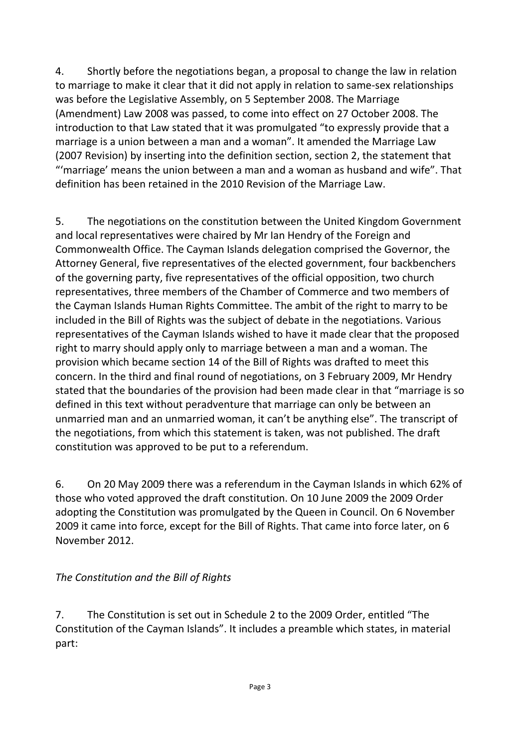4. Shortly before the negotiations began, a proposal to change the law in relation to marriage to make it clear that it did not apply in relation to same-sex relationships was before the Legislative Assembly, on 5 September 2008. The Marriage (Amendment) Law 2008 was passed, to come into effect on 27 October 2008. The introduction to that Law stated that it was promulgated "to expressly provide that a marriage is a union between a man and a woman". It amended the Marriage Law (2007 Revision) by inserting into the definition section, section 2, the statement that "'marriage' means the union between a man and a woman as husband and wife". That definition has been retained in the 2010 Revision of the Marriage Law.

5. The negotiations on the constitution between the United Kingdom Government and local representatives were chaired by Mr Ian Hendry of the Foreign and Commonwealth Office. The Cayman Islands delegation comprised the Governor, the Attorney General, five representatives of the elected government, four backbenchers of the governing party, five representatives of the official opposition, two church representatives, three members of the Chamber of Commerce and two members of the Cayman Islands Human Rights Committee. The ambit of the right to marry to be included in the Bill of Rights was the subject of debate in the negotiations. Various representatives of the Cayman Islands wished to have it made clear that the proposed right to marry should apply only to marriage between a man and a woman. The provision which became section 14 of the Bill of Rights was drafted to meet this concern. In the third and final round of negotiations, on 3 February 2009, Mr Hendry stated that the boundaries of the provision had been made clear in that "marriage is so defined in this text without peradventure that marriage can only be between an unmarried man and an unmarried woman, it can't be anything else". The transcript of the negotiations, from which this statement is taken, was not published. The draft constitution was approved to be put to a referendum.

6. On 20 May 2009 there was a referendum in the Cayman Islands in which 62% of those who voted approved the draft constitution. On 10 June 2009 the 2009 Order adopting the Constitution was promulgated by the Queen in Council. On 6 November 2009 it came into force, except for the Bill of Rights. That came into force later, on 6 November 2012.

*The Constitution and the Bill of Rights*

7. The Constitution is set out in Schedule 2 to the 2009 Order, entitled "The Constitution of the Cayman Islands". It includes a preamble which states, in material part: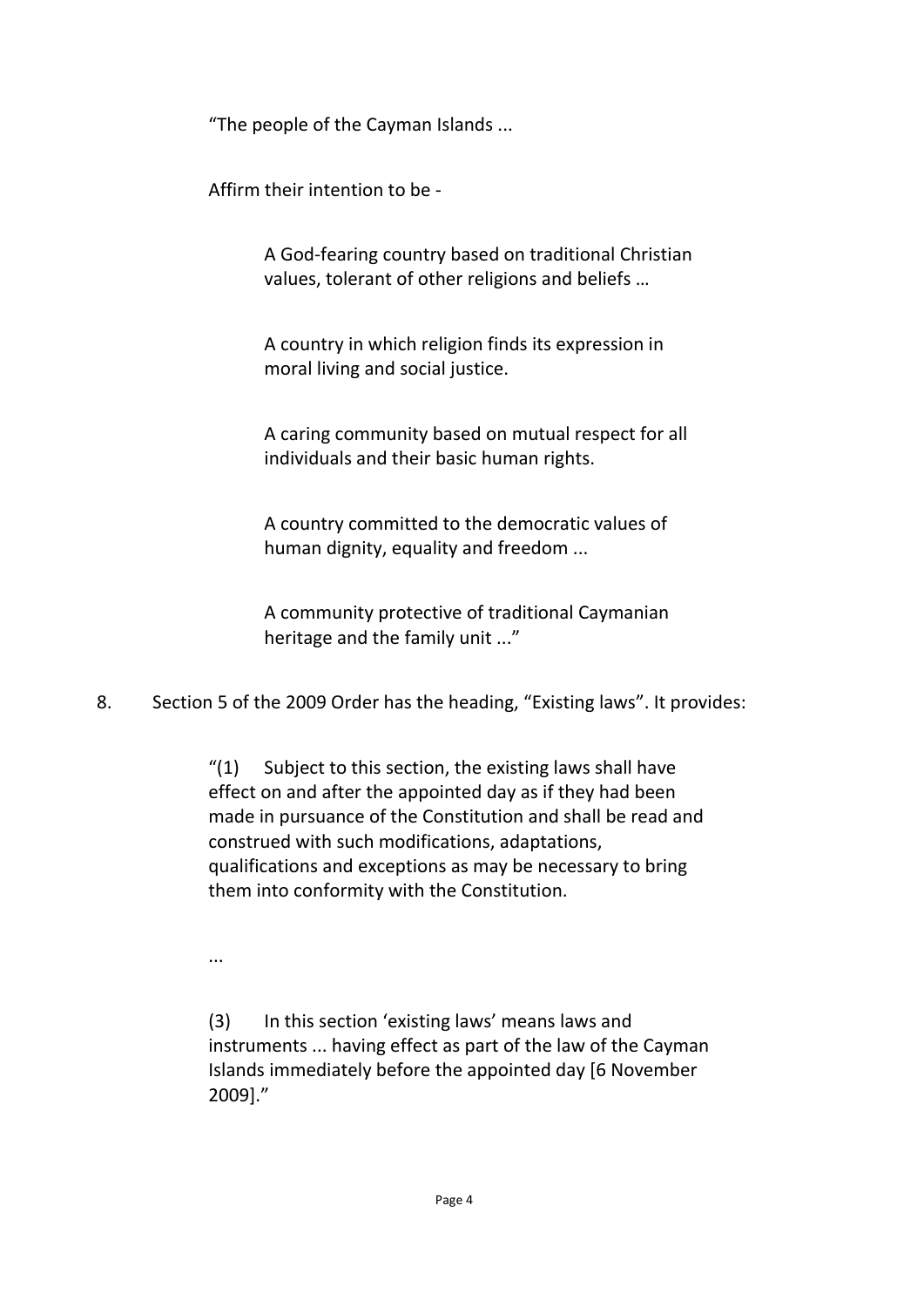> "The people of the Cayman Islands ...
>
> Affirm their intention to be -
>
> > A God-fearing country based on traditional Christian values, tolerant of other religions and beliefs …
> >
> > A country in which religion finds its expression in moral living and social justice.
> >
> > A caring community based on mutual respect for all individuals and their basic human rights.
> >
> > A country committed to the democratic values of human dignity, equality and freedom ...
> >
> > A community protective of traditional Caymanian heritage and the family unit ..."

8. Section 5 of the 2009 Order has the heading, "Existing laws". It provides:

> "(1) Subject to this section, the existing laws shall have effect on and after the appointed day as if they had been made in pursuance of the Constitution and shall be read and construed with such modifications, adaptations, qualifications and exceptions as may be necessary to bring them into conformity with the Constitution.
>
> ...
>
> (3) In this section 'existing laws' means laws and instruments ... having effect as part of the law of the Cayman Islands immediately before the appointed day [6 November 2009]."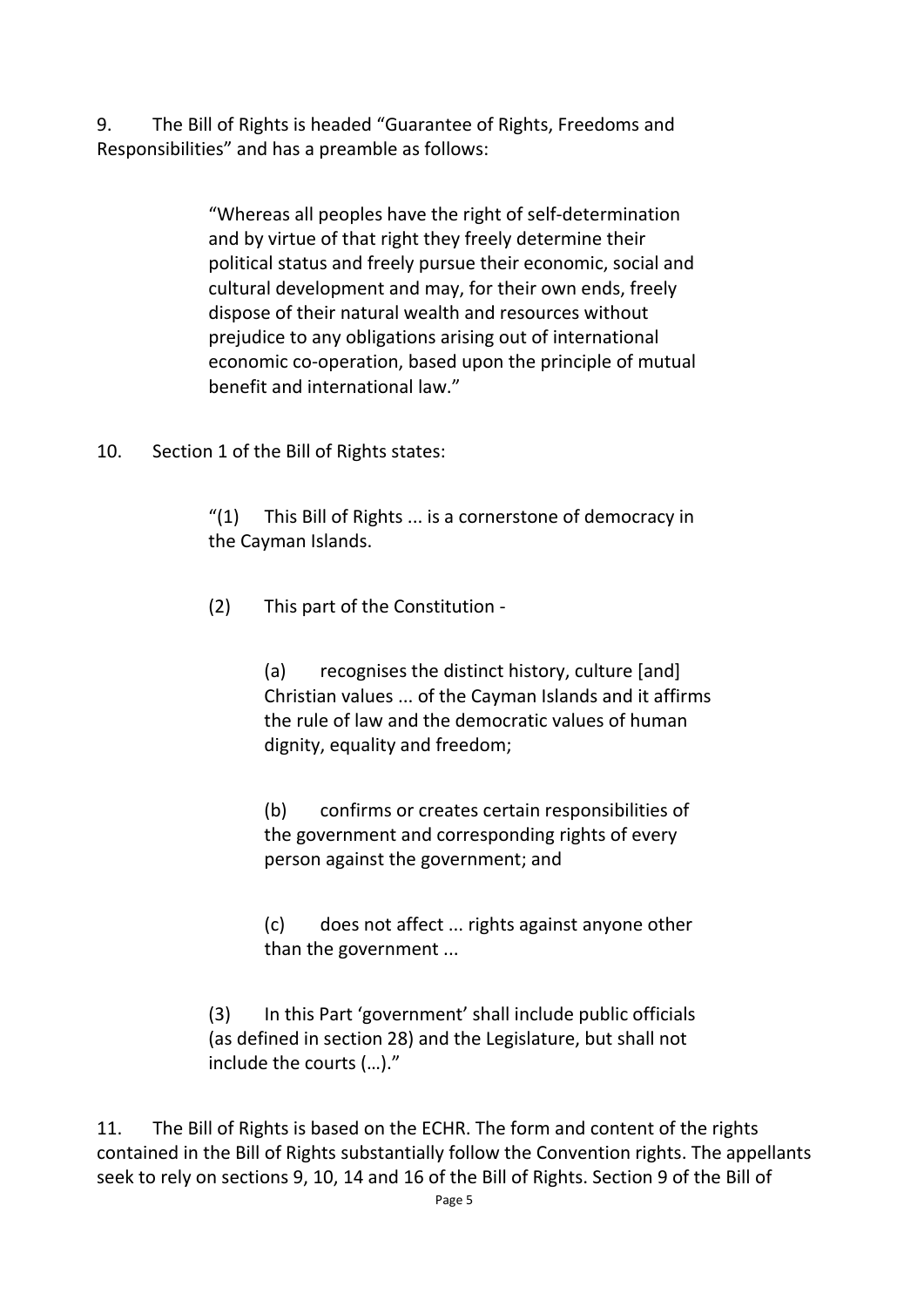9. The Bill of Rights is headed "Guarantee of Rights, Freedoms and Responsibilities" and has a preamble as follows:

> "Whereas all peoples have the right of self-determination and by virtue of that right they freely determine their political status and freely pursue their economic, social and cultural development and may, for their own ends, freely dispose of their natural wealth and resources without prejudice to any obligations arising out of international economic co-operation, based upon the principle of mutual benefit and international law."

10. Section 1 of the Bill of Rights states:

> "(1) This Bill of Rights ... is a cornerstone of democracy in the Cayman Islands.
>
> (2) This part of the Constitution -
>
> > (a) recognises the distinct history, culture [and] Christian values ... of the Cayman Islands and it affirms the rule of law and the democratic values of human dignity, equality and freedom;
> >
> > (b) confirms or creates certain responsibilities of the government and corresponding rights of every person against the government; and
> >
> > (c) does not affect ... rights against anyone other than the government ...
>
> (3) In this Part 'government' shall include public officials (as defined in section 28) and the Legislature, but shall not include the courts (…)."

11. The Bill of Rights is based on the ECHR. The form and content of the rights contained in the Bill of Rights substantially follow the Convention rights. The appellants seek to rely on sections 9, 10, 14 and 16 of the Bill of Rights. Section 9 of the Bill of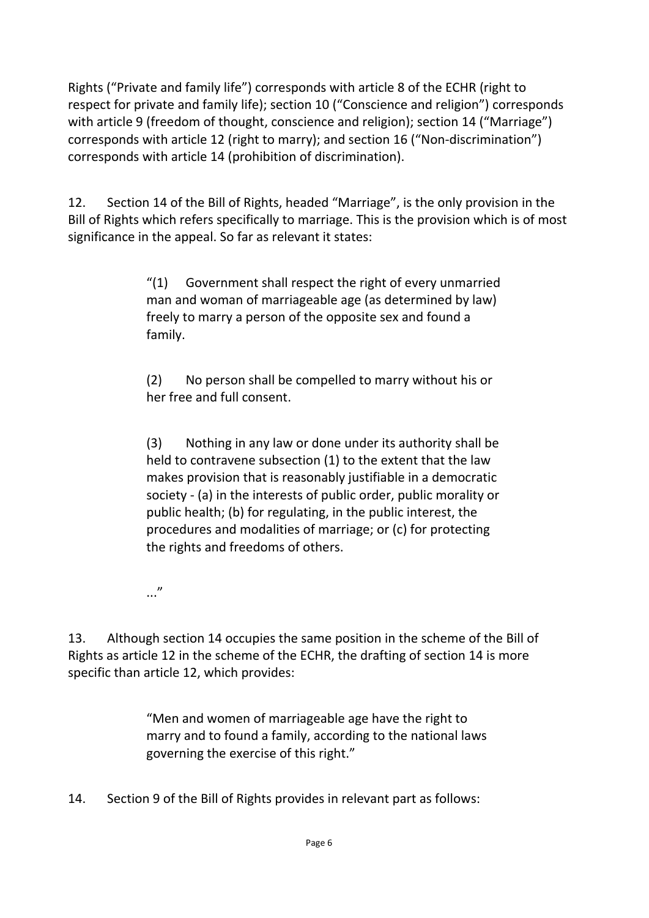Rights ("Private and family life") corresponds with article 8 of the ECHR (right to respect for private and family life); section 10 ("Conscience and religion") corresponds with article 9 (freedom of thought, conscience and religion); section 14 ("Marriage") corresponds with article 12 (right to marry); and section 16 ("Non-discrimination") corresponds with article 14 (prohibition of discrimination).

12. Section 14 of the Bill of Rights, headed "Marriage", is the only provision in the Bill of Rights which refers specifically to marriage. This is the provision which is of most significance in the appeal. So far as relevant it states:

> "(1) Government shall respect the right of every unmarried man and woman of marriageable age (as determined by law) freely to marry a person of the opposite sex and found a family.
>
> (2) No person shall be compelled to marry without his or her free and full consent.
>
> (3) Nothing in any law or done under its authority shall be held to contravene subsection (1) to the extent that the law makes provision that is reasonably justifiable in a democratic society - (a) in the interests of public order, public morality or public health; (b) for regulating, in the public interest, the procedures and modalities of marriage; or (c) for protecting the rights and freedoms of others.
>
> ..."

13. Although section 14 occupies the same position in the scheme of the Bill of Rights as article 12 in the scheme of the ECHR, the drafting of section 14 is more specific than article 12, which provides:

> "Men and women of marriageable age have the right to marry and to found a family, according to the national laws governing the exercise of this right."

14. Section 9 of the Bill of Rights provides in relevant part as follows: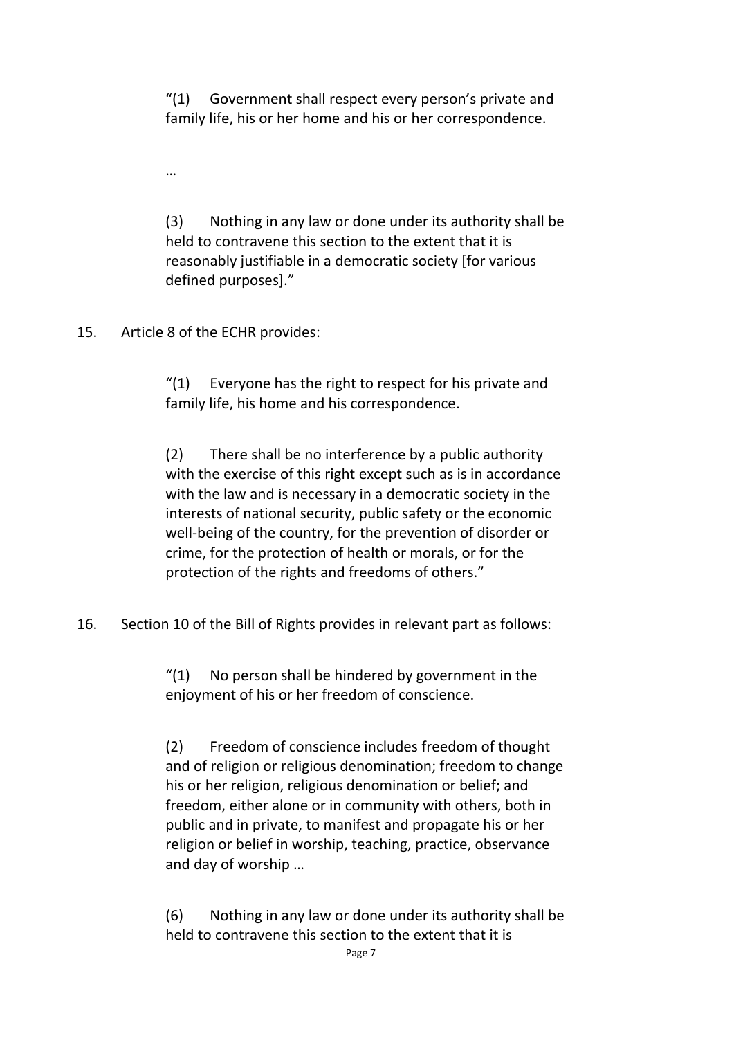> "(1) Government shall respect every person's private and family life, his or her home and his or her correspondence.
>
> …
>
> (3) Nothing in any law or done under its authority shall be held to contravene this section to the extent that it is reasonably justifiable in a democratic society [for various defined purposes]."

15. Article 8 of the ECHR provides:

> "(1) Everyone has the right to respect for his private and family life, his home and his correspondence.
>
> (2) There shall be no interference by a public authority with the exercise of this right except such as is in accordance with the law and is necessary in a democratic society in the interests of national security, public safety or the economic well-being of the country, for the prevention of disorder or crime, for the protection of health or morals, or for the protection of the rights and freedoms of others."

16. Section 10 of the Bill of Rights provides in relevant part as follows:

> "(1) No person shall be hindered by government in the enjoyment of his or her freedom of conscience.
>
> (2) Freedom of conscience includes freedom of thought and of religion or religious denomination; freedom to change his or her religion, religious denomination or belief; and freedom, either alone or in community with others, both in public and in private, to manifest and propagate his or her religion or belief in worship, teaching, practice, observance and day of worship …
>
> (6) Nothing in any law or done under its authority shall be held to contravene this section to the extent that it is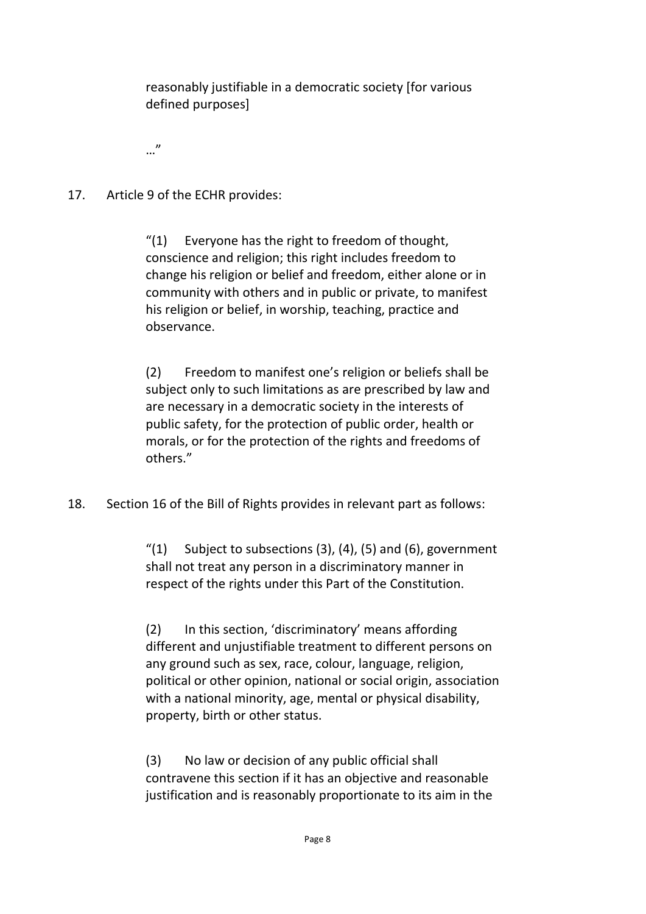> reasonably justifiable in a democratic society [for various defined purposes]
>
> …"

17. Article 9 of the ECHR provides:

> "(1) Everyone has the right to freedom of thought, conscience and religion; this right includes freedom to change his religion or belief and freedom, either alone or in community with others and in public or private, to manifest his religion or belief, in worship, teaching, practice and observance.
>
> (2) Freedom to manifest one's religion or beliefs shall be subject only to such limitations as are prescribed by law and are necessary in a democratic society in the interests of public safety, for the protection of public order, health or morals, or for the protection of the rights and freedoms of others."

18. Section 16 of the Bill of Rights provides in relevant part as follows:

> "(1) Subject to subsections (3), (4), (5) and (6), government shall not treat any person in a discriminatory manner in respect of the rights under this Part of the Constitution.
>
> (2) In this section, 'discriminatory' means affording different and unjustifiable treatment to different persons on any ground such as sex, race, colour, language, religion, political or other opinion, national or social origin, association with a national minority, age, mental or physical disability, property, birth or other status.
>
> (3) No law or decision of any public official shall contravene this section if it has an objective and reasonable justification and is reasonably proportionate to its aim in the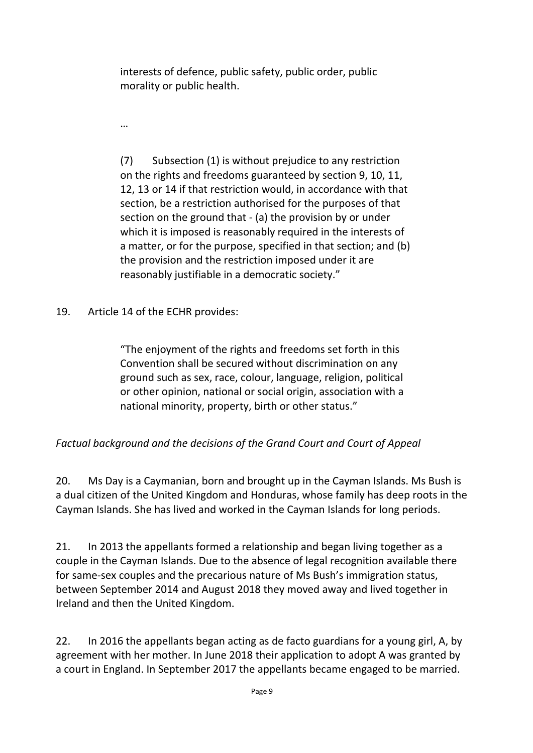interests of defence, public safety, public order, public morality or public health.

…

(7) Subsection (1) is without prejudice to any restriction on the rights and freedoms guaranteed by section 9, 10, 11, 12, 13 or 14 if that restriction would, in accordance with that section, be a restriction authorised for the purposes of that section on the ground that - (a) the provision by or under which it is imposed is reasonably required in the interests of a matter, or for the purpose, specified in that section; and (b) the provision and the restriction imposed under it are reasonably justifiable in a democratic society."

19. Article 14 of the ECHR provides:

> "The enjoyment of the rights and freedoms set forth in this Convention shall be secured without discrimination on any ground such as sex, race, colour, language, religion, political or other opinion, national or social origin, association with a national minority, property, birth or other status."

*Factual background and the decisions of the Grand Court and Court of Appeal*

20. Ms Day is a Caymanian, born and brought up in the Cayman Islands. Ms Bush is a dual citizen of the United Kingdom and Honduras, whose family has deep roots in the Cayman Islands. She has lived and worked in the Cayman Islands for long periods.

21. In 2013 the appellants formed a relationship and began living together as a couple in the Cayman Islands. Due to the absence of legal recognition available there for same-sex couples and the precarious nature of Ms Bush's immigration status, between September 2014 and August 2018 they moved away and lived together in Ireland and then the United Kingdom.

22. In 2016 the appellants began acting as de facto guardians for a young girl, A, by agreement with her mother. In June 2018 their application to adopt A was granted by a court in England. In September 2017 the appellants became engaged to be married.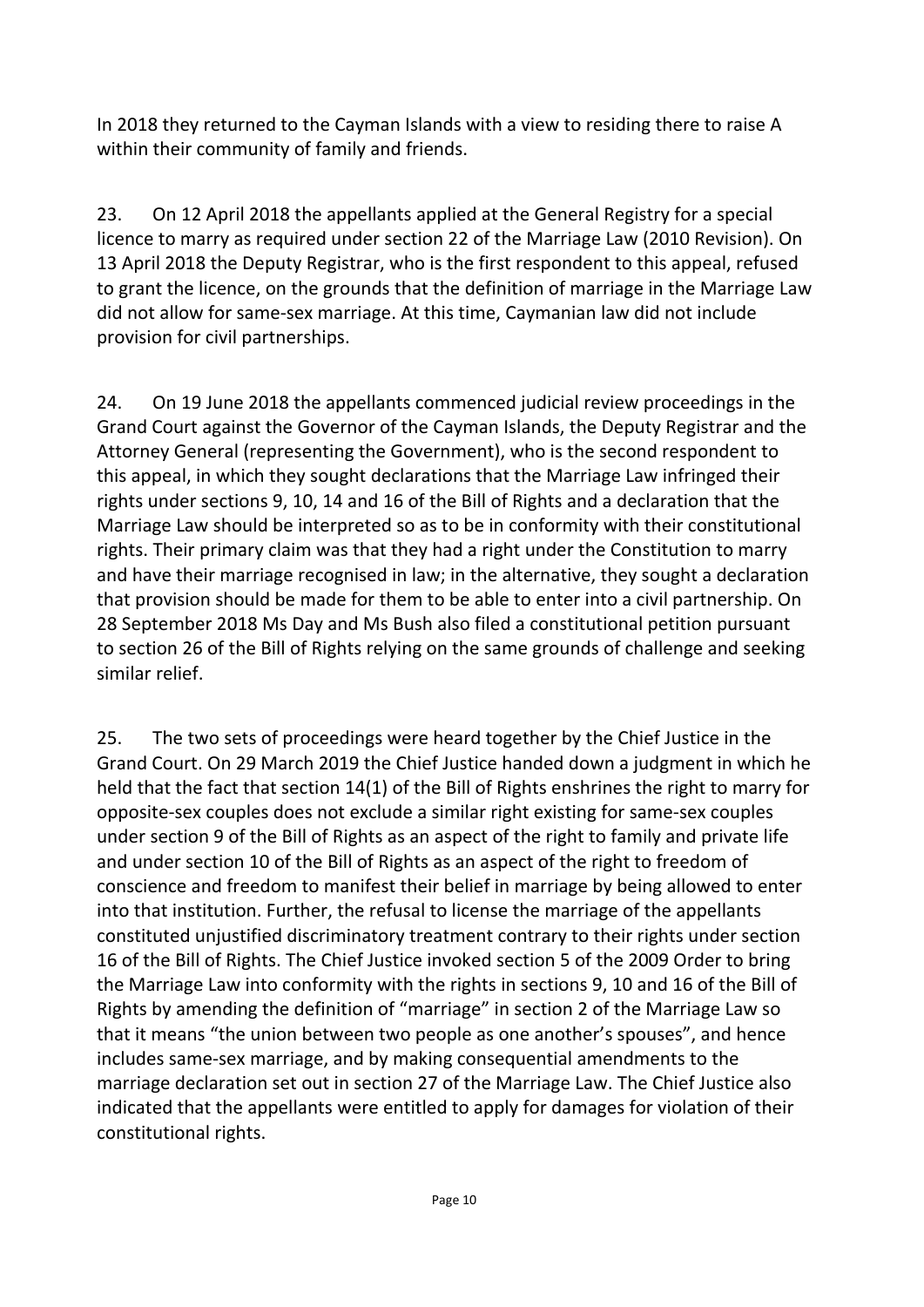In 2018 they returned to the Cayman Islands with a view to residing there to raise A within their community of family and friends.

23. On 12 April 2018 the appellants applied at the General Registry for a special licence to marry as required under section 22 of the Marriage Law (2010 Revision). On 13 April 2018 the Deputy Registrar, who is the first respondent to this appeal, refused to grant the licence, on the grounds that the definition of marriage in the Marriage Law did not allow for same-sex marriage. At this time, Caymanian law did not include provision for civil partnerships.

24. On 19 June 2018 the appellants commenced judicial review proceedings in the Grand Court against the Governor of the Cayman Islands, the Deputy Registrar and the Attorney General (representing the Government), who is the second respondent to this appeal, in which they sought declarations that the Marriage Law infringed their rights under sections 9, 10, 14 and 16 of the Bill of Rights and a declaration that the Marriage Law should be interpreted so as to be in conformity with their constitutional rights. Their primary claim was that they had a right under the Constitution to marry and have their marriage recognised in law; in the alternative, they sought a declaration that provision should be made for them to be able to enter into a civil partnership. On 28 September 2018 Ms Day and Ms Bush also filed a constitutional petition pursuant to section 26 of the Bill of Rights relying on the same grounds of challenge and seeking similar relief.

25. The two sets of proceedings were heard together by the Chief Justice in the Grand Court. On 29 March 2019 the Chief Justice handed down a judgment in which he held that the fact that section 14(1) of the Bill of Rights enshrines the right to marry for opposite-sex couples does not exclude a similar right existing for same-sex couples under section 9 of the Bill of Rights as an aspect of the right to family and private life and under section 10 of the Bill of Rights as an aspect of the right to freedom of conscience and freedom to manifest their belief in marriage by being allowed to enter into that institution. Further, the refusal to license the marriage of the appellants constituted unjustified discriminatory treatment contrary to their rights under section 16 of the Bill of Rights. The Chief Justice invoked section 5 of the 2009 Order to bring the Marriage Law into conformity with the rights in sections 9, 10 and 16 of the Bill of Rights by amending the definition of "marriage" in section 2 of the Marriage Law so that it means "the union between two people as one another's spouses", and hence includes same-sex marriage, and by making consequential amendments to the marriage declaration set out in section 27 of the Marriage Law. The Chief Justice also indicated that the appellants were entitled to apply for damages for violation of their constitutional rights.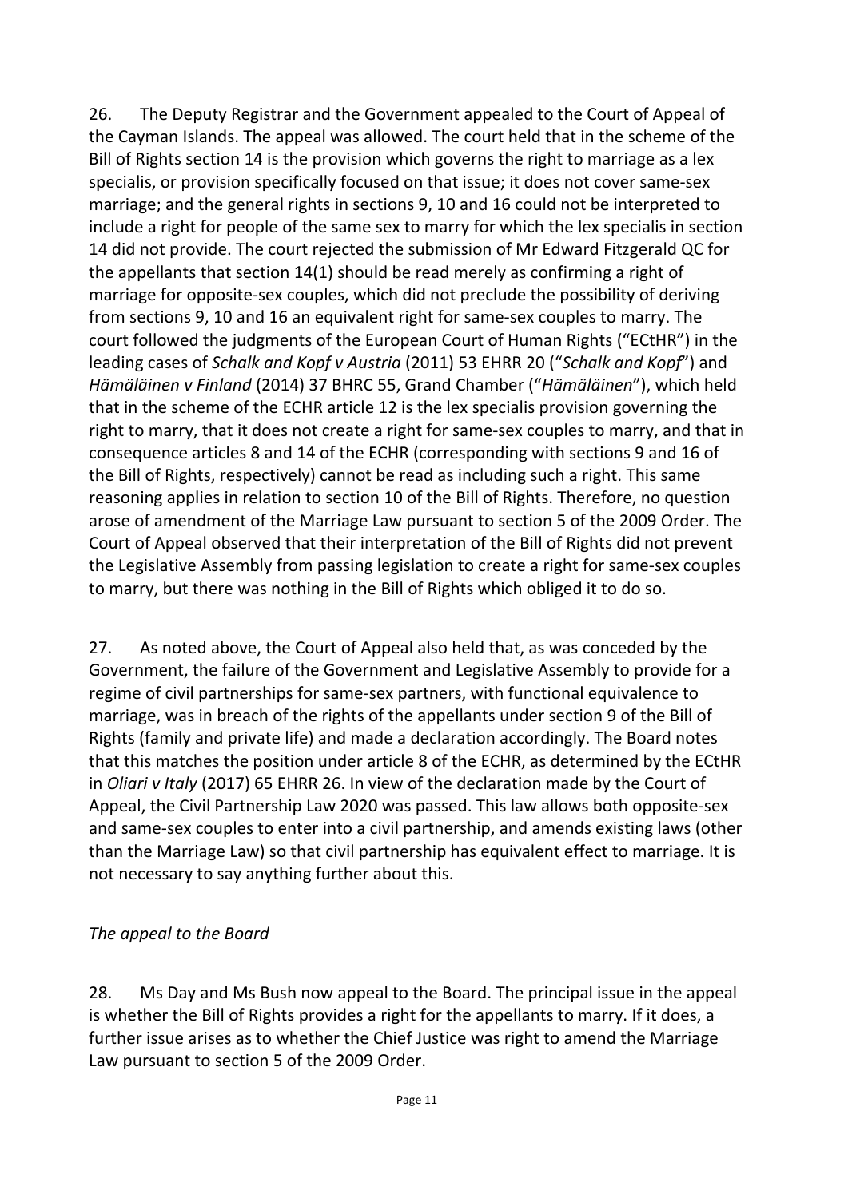26. The Deputy Registrar and the Government appealed to the Court of Appeal of the Cayman Islands. The appeal was allowed. The court held that in the scheme of the Bill of Rights section 14 is the provision which governs the right to marriage as a lex specialis, or provision specifically focused on that issue; it does not cover same-sex marriage; and the general rights in sections 9, 10 and 16 could not be interpreted to include a right for people of the same sex to marry for which the lex specialis in section 14 did not provide. The court rejected the submission of Mr Edward Fitzgerald QC for the appellants that section 14(1) should be read merely as confirming a right of marriage for opposite-sex couples, which did not preclude the possibility of deriving from sections 9, 10 and 16 an equivalent right for same-sex couples to marry. The court followed the judgments of the European Court of Human Rights ("ECtHR") in the leading cases of *Schalk and Kopf v Austria* (2011) 53 EHRR 20 ("*Schalk and Kopf*") and *Hämäläinen v Finland* (2014) 37 BHRC 55, Grand Chamber ("*Hämäläinen*"), which held that in the scheme of the ECHR article 12 is the lex specialis provision governing the right to marry, that it does not create a right for same-sex couples to marry, and that in consequence articles 8 and 14 of the ECHR (corresponding with sections 9 and 16 of the Bill of Rights, respectively) cannot be read as including such a right. This same reasoning applies in relation to section 10 of the Bill of Rights. Therefore, no question arose of amendment of the Marriage Law pursuant to section 5 of the 2009 Order. The Court of Appeal observed that their interpretation of the Bill of Rights did not prevent the Legislative Assembly from passing legislation to create a right for same-sex couples to marry, but there was nothing in the Bill of Rights which obliged it to do so.

27. As noted above, the Court of Appeal also held that, as was conceded by the Government, the failure of the Government and Legislative Assembly to provide for a regime of civil partnerships for same-sex partners, with functional equivalence to marriage, was in breach of the rights of the appellants under section 9 of the Bill of Rights (family and private life) and made a declaration accordingly. The Board notes that this matches the position under article 8 of the ECHR, as determined by the ECtHR in *Oliari v Italy* (2017) 65 EHRR 26. In view of the declaration made by the Court of Appeal, the Civil Partnership Law 2020 was passed. This law allows both opposite-sex and same-sex couples to enter into a civil partnership, and amends existing laws (other than the Marriage Law) so that civil partnership has equivalent effect to marriage. It is not necessary to say anything further about this.

*The appeal to the Board*

28. Ms Day and Ms Bush now appeal to the Board. The principal issue in the appeal is whether the Bill of Rights provides a right for the appellants to marry. If it does, a further issue arises as to whether the Chief Justice was right to amend the Marriage Law pursuant to section 5 of the 2009 Order.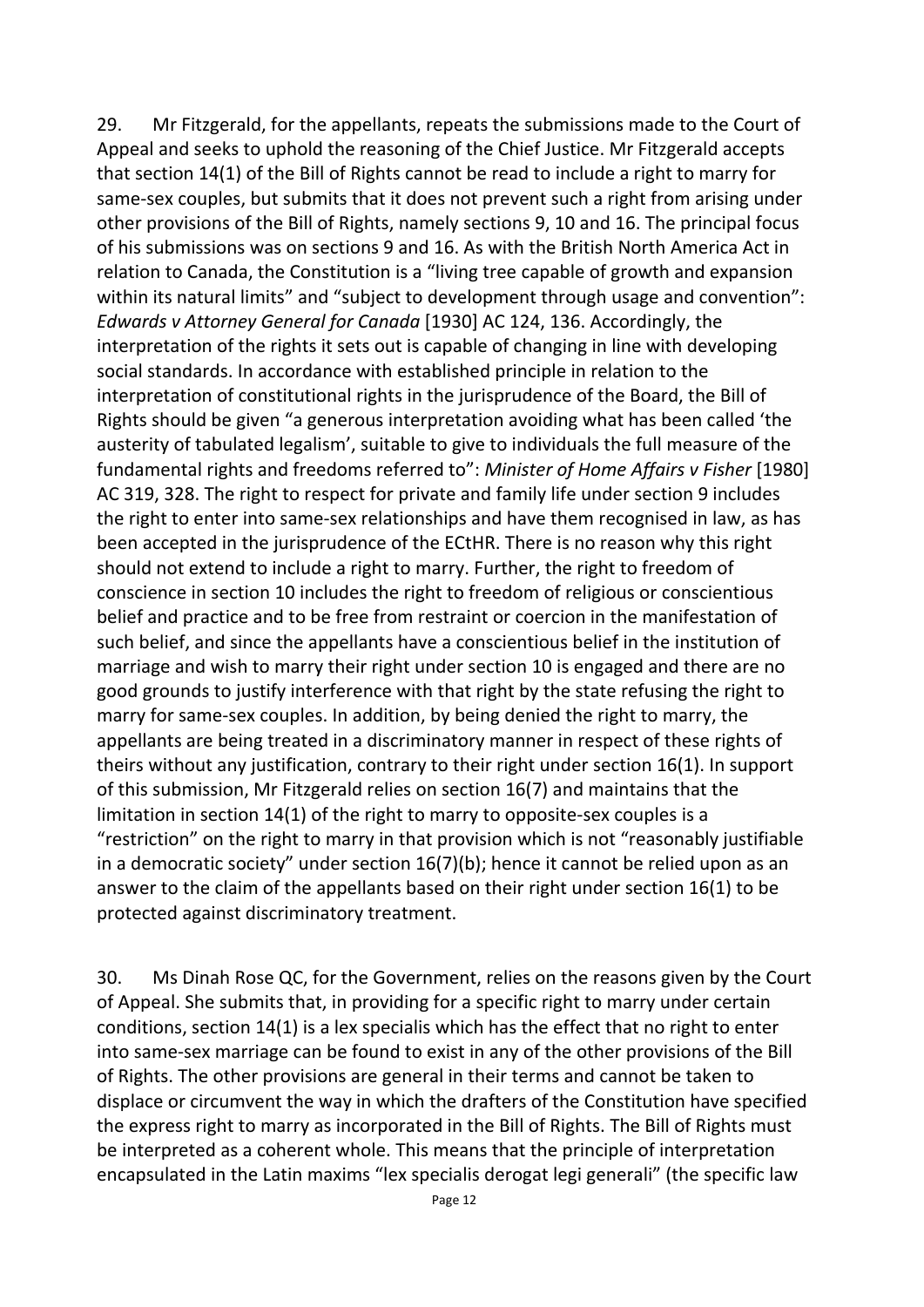29. Mr Fitzgerald, for the appellants, repeats the submissions made to the Court of Appeal and seeks to uphold the reasoning of the Chief Justice. Mr Fitzgerald accepts that section 14(1) of the Bill of Rights cannot be read to include a right to marry for same-sex couples, but submits that it does not prevent such a right from arising under other provisions of the Bill of Rights, namely sections 9, 10 and 16. The principal focus of his submissions was on sections 9 and 16. As with the British North America Act in relation to Canada, the Constitution is a "living tree capable of growth and expansion within its natural limits" and "subject to development through usage and convention": *Edwards v Attorney General for Canada* [1930] AC 124, 136. Accordingly, the interpretation of the rights it sets out is capable of changing in line with developing social standards. In accordance with established principle in relation to the interpretation of constitutional rights in the jurisprudence of the Board, the Bill of Rights should be given "a generous interpretation avoiding what has been called 'the austerity of tabulated legalism', suitable to give to individuals the full measure of the fundamental rights and freedoms referred to": *Minister of Home Affairs v Fisher* [1980] AC 319, 328. The right to respect for private and family life under section 9 includes the right to enter into same-sex relationships and have them recognised in law, as has been accepted in the jurisprudence of the ECtHR. There is no reason why this right should not extend to include a right to marry. Further, the right to freedom of conscience in section 10 includes the right to freedom of religious or conscientious belief and practice and to be free from restraint or coercion in the manifestation of such belief, and since the appellants have a conscientious belief in the institution of marriage and wish to marry their right under section 10 is engaged and there are no good grounds to justify interference with that right by the state refusing the right to marry for same-sex couples. In addition, by being denied the right to marry, the appellants are being treated in a discriminatory manner in respect of these rights of theirs without any justification, contrary to their right under section 16(1). In support of this submission, Mr Fitzgerald relies on section 16(7) and maintains that the limitation in section 14(1) of the right to marry to opposite-sex couples is a "restriction" on the right to marry in that provision which is not "reasonably justifiable in a democratic society" under section 16(7)(b); hence it cannot be relied upon as an answer to the claim of the appellants based on their right under section 16(1) to be protected against discriminatory treatment.

30. Ms Dinah Rose QC, for the Government, relies on the reasons given by the Court of Appeal. She submits that, in providing for a specific right to marry under certain conditions, section 14(1) is a lex specialis which has the effect that no right to enter into same-sex marriage can be found to exist in any of the other provisions of the Bill of Rights. The other provisions are general in their terms and cannot be taken to displace or circumvent the way in which the drafters of the Constitution have specified the express right to marry as incorporated in the Bill of Rights. The Bill of Rights must be interpreted as a coherent whole. This means that the principle of interpretation encapsulated in the Latin maxims "lex specialis derogat legi generali" (the specific law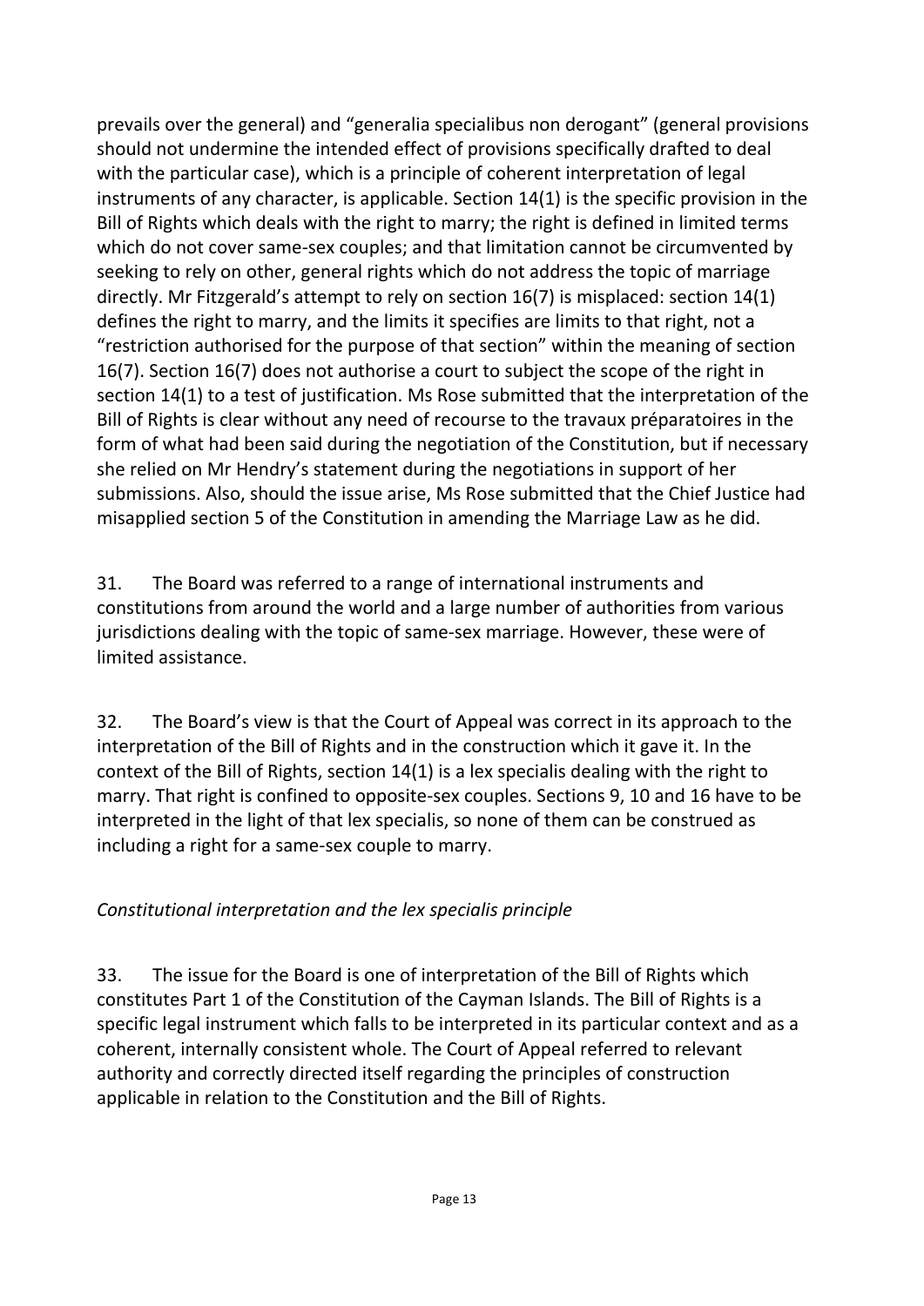prevails over the general) and "generalia specialibus non derogant" (general provisions should not undermine the intended effect of provisions specifically drafted to deal with the particular case), which is a principle of coherent interpretation of legal instruments of any character, is applicable. Section 14(1) is the specific provision in the Bill of Rights which deals with the right to marry; the right is defined in limited terms which do not cover same-sex couples; and that limitation cannot be circumvented by seeking to rely on other, general rights which do not address the topic of marriage directly. Mr Fitzgerald's attempt to rely on section 16(7) is misplaced: section 14(1) defines the right to marry, and the limits it specifies are limits to that right, not a "restriction authorised for the purpose of that section" within the meaning of section 16(7). Section 16(7) does not authorise a court to subject the scope of the right in section 14(1) to a test of justification. Ms Rose submitted that the interpretation of the Bill of Rights is clear without any need of recourse to the travaux préparatoires in the form of what had been said during the negotiation of the Constitution, but if necessary she relied on Mr Hendry's statement during the negotiations in support of her submissions. Also, should the issue arise, Ms Rose submitted that the Chief Justice had misapplied section 5 of the Constitution in amending the Marriage Law as he did.

31. The Board was referred to a range of international instruments and constitutions from around the world and a large number of authorities from various jurisdictions dealing with the topic of same-sex marriage. However, these were of limited assistance.

32. The Board's view is that the Court of Appeal was correct in its approach to the interpretation of the Bill of Rights and in the construction which it gave it. In the context of the Bill of Rights, section 14(1) is a lex specialis dealing with the right to marry. That right is confined to opposite-sex couples. Sections 9, 10 and 16 have to be interpreted in the light of that lex specialis, so none of them can be construed as including a right for a same-sex couple to marry.

*Constitutional interpretation and the lex specialis principle*

33. The issue for the Board is one of interpretation of the Bill of Rights which constitutes Part 1 of the Constitution of the Cayman Islands. The Bill of Rights is a specific legal instrument which falls to be interpreted in its particular context and as a coherent, internally consistent whole. The Court of Appeal referred to relevant authority and correctly directed itself regarding the principles of construction applicable in relation to the Constitution and the Bill of Rights.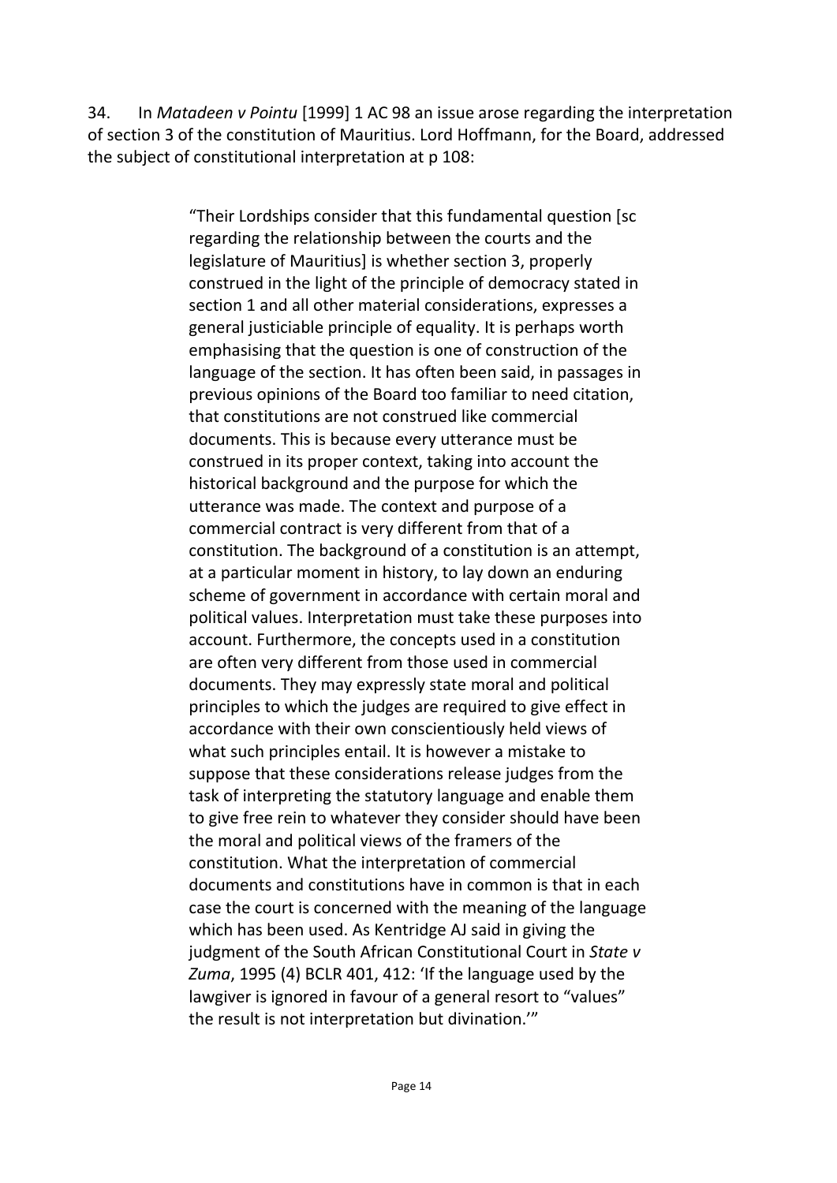34. In *Matadeen v Pointu* [1999] 1 AC 98 an issue arose regarding the interpretation of section 3 of the constitution of Mauritius. Lord Hoffmann, for the Board, addressed the subject of constitutional interpretation at p 108:

> "Their Lordships consider that this fundamental question [sc regarding the relationship between the courts and the legislature of Mauritius] is whether section 3, properly construed in the light of the principle of democracy stated in section 1 and all other material considerations, expresses a general justiciable principle of equality. It is perhaps worth emphasising that the question is one of construction of the language of the section. It has often been said, in passages in previous opinions of the Board too familiar to need citation, that constitutions are not construed like commercial documents. This is because every utterance must be construed in its proper context, taking into account the historical background and the purpose for which the utterance was made. The context and purpose of a commercial contract is very different from that of a constitution. The background of a constitution is an attempt, at a particular moment in history, to lay down an enduring scheme of government in accordance with certain moral and political values. Interpretation must take these purposes into account. Furthermore, the concepts used in a constitution are often very different from those used in commercial documents. They may expressly state moral and political principles to which the judges are required to give effect in accordance with their own conscientiously held views of what such principles entail. It is however a mistake to suppose that these considerations release judges from the task of interpreting the statutory language and enable them to give free rein to whatever they consider should have been the moral and political views of the framers of the constitution. What the interpretation of commercial documents and constitutions have in common is that in each case the court is concerned with the meaning of the language which has been used. As Kentridge AJ said in giving the judgment of the South African Constitutional Court in *State v Zuma*, 1995 (4) BCLR 401, 412: 'If the language used by the lawgiver is ignored in favour of a general resort to "values" the result is not interpretation but divination.'"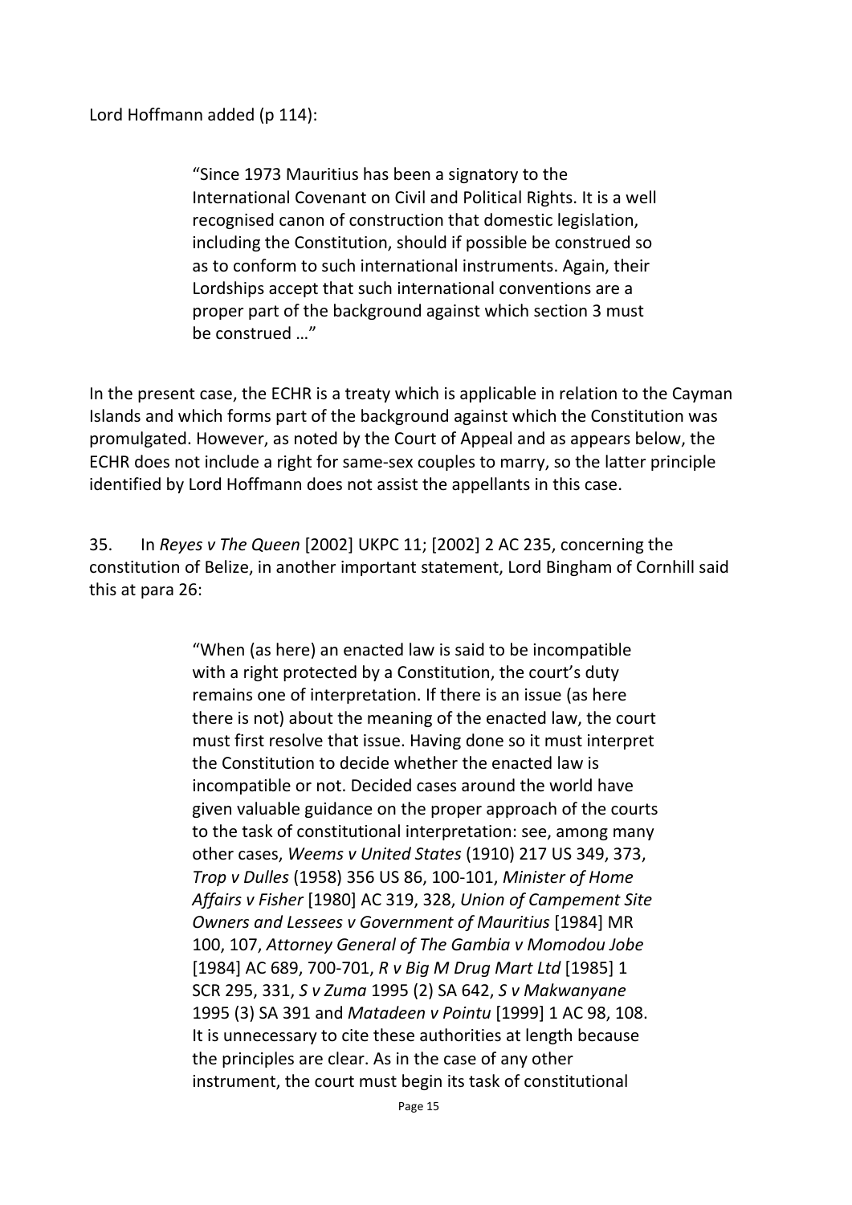Lord Hoffmann added (p 114):

> "Since 1973 Mauritius has been a signatory to the International Covenant on Civil and Political Rights. It is a well recognised canon of construction that domestic legislation, including the Constitution, should if possible be construed so as to conform to such international instruments. Again, their Lordships accept that such international conventions are a proper part of the background against which section 3 must be construed …"

In the present case, the ECHR is a treaty which is applicable in relation to the Cayman Islands and which forms part of the background against which the Constitution was promulgated. However, as noted by the Court of Appeal and as appears below, the ECHR does not include a right for same-sex couples to marry, so the latter principle identified by Lord Hoffmann does not assist the appellants in this case.

35. In *Reyes v The Queen* [2002] UKPC 11; [2002] 2 AC 235, concerning the constitution of Belize, in another important statement, Lord Bingham of Cornhill said this at para 26:

> "When (as here) an enacted law is said to be incompatible with a right protected by a Constitution, the court's duty remains one of interpretation. If there is an issue (as here there is not) about the meaning of the enacted law, the court must first resolve that issue. Having done so it must interpret the Constitution to decide whether the enacted law is incompatible or not. Decided cases around the world have given valuable guidance on the proper approach of the courts to the task of constitutional interpretation: see, among many other cases, *Weems v United States* (1910) 217 US 349, 373, *Trop v Dulles* (1958) 356 US 86, 100-101, *Minister of Home Affairs v Fisher* [1980] AC 319, 328, *Union of Campement Site Owners and Lessees v Government of Mauritius* [1984] MR 100, 107, *Attorney General of The Gambia v Momodou Jobe* [1984] AC 689, 700-701, *R v Big M Drug Mart Ltd* [1985] 1 SCR 295, 331, *S v Zuma* 1995 (2) SA 642, *S v Makwanyane* 1995 (3) SA 391 and *Matadeen v Pointu* [1999] 1 AC 98, 108. It is unnecessary to cite these authorities at length because the principles are clear. As in the case of any other instrument, the court must begin its task of constitutional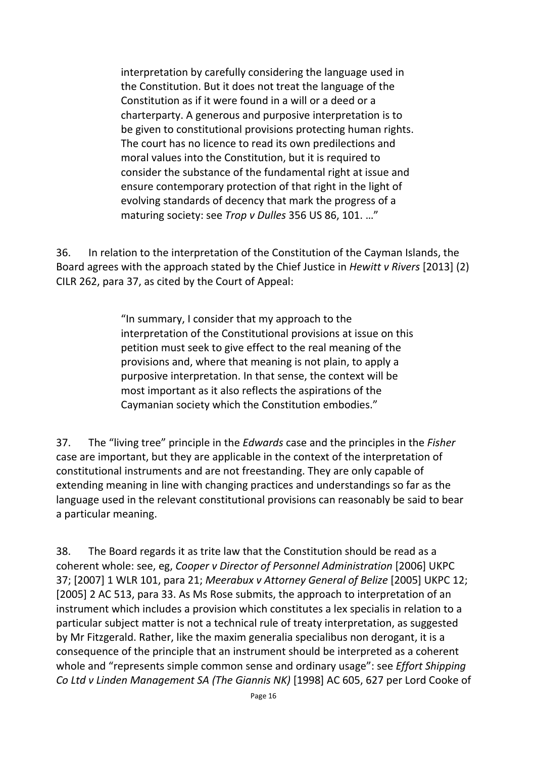> interpretation by carefully considering the language used in the Constitution. But it does not treat the language of the Constitution as if it were found in a will or a deed or a charterparty. A generous and purposive interpretation is to be given to constitutional provisions protecting human rights. The court has no licence to read its own predilections and moral values into the Constitution, but it is required to consider the substance of the fundamental right at issue and ensure contemporary protection of that right in the light of evolving standards of decency that mark the progress of a maturing society: see *Trop v Dulles* 356 US 86, 101. …"

36. In relation to the interpretation of the Constitution of the Cayman Islands, the Board agrees with the approach stated by the Chief Justice in *Hewitt v Rivers* [2013] (2) CILR 262, para 37, as cited by the Court of Appeal:

> "In summary, I consider that my approach to the interpretation of the Constitutional provisions at issue on this petition must seek to give effect to the real meaning of the provisions and, where that meaning is not plain, to apply a purposive interpretation. In that sense, the context will be most important as it also reflects the aspirations of the Caymanian society which the Constitution embodies."

37. The "living tree" principle in the *Edwards* case and the principles in the *Fisher* case are important, but they are applicable in the context of the interpretation of constitutional instruments and are not freestanding. They are only capable of extending meaning in line with changing practices and understandings so far as the language used in the relevant constitutional provisions can reasonably be said to bear a particular meaning.

38. The Board regards it as trite law that the Constitution should be read as a coherent whole: see, eg, *Cooper v Director of Personnel Administration* [2006] UKPC 37; [2007] 1 WLR 101, para 21; *Meerabux v Attorney General of Belize* [2005] UKPC 12; [2005] 2 AC 513, para 33. As Ms Rose submits, the approach to interpretation of an instrument which includes a provision which constitutes a lex specialis in relation to a particular subject matter is not a technical rule of treaty interpretation, as suggested by Mr Fitzgerald. Rather, like the maxim generalia specialibus non derogant, it is a consequence of the principle that an instrument should be interpreted as a coherent whole and "represents simple common sense and ordinary usage": see *Effort Shipping Co Ltd v Linden Management SA (The Giannis NK)* [1998] AC 605, 627 per Lord Cooke of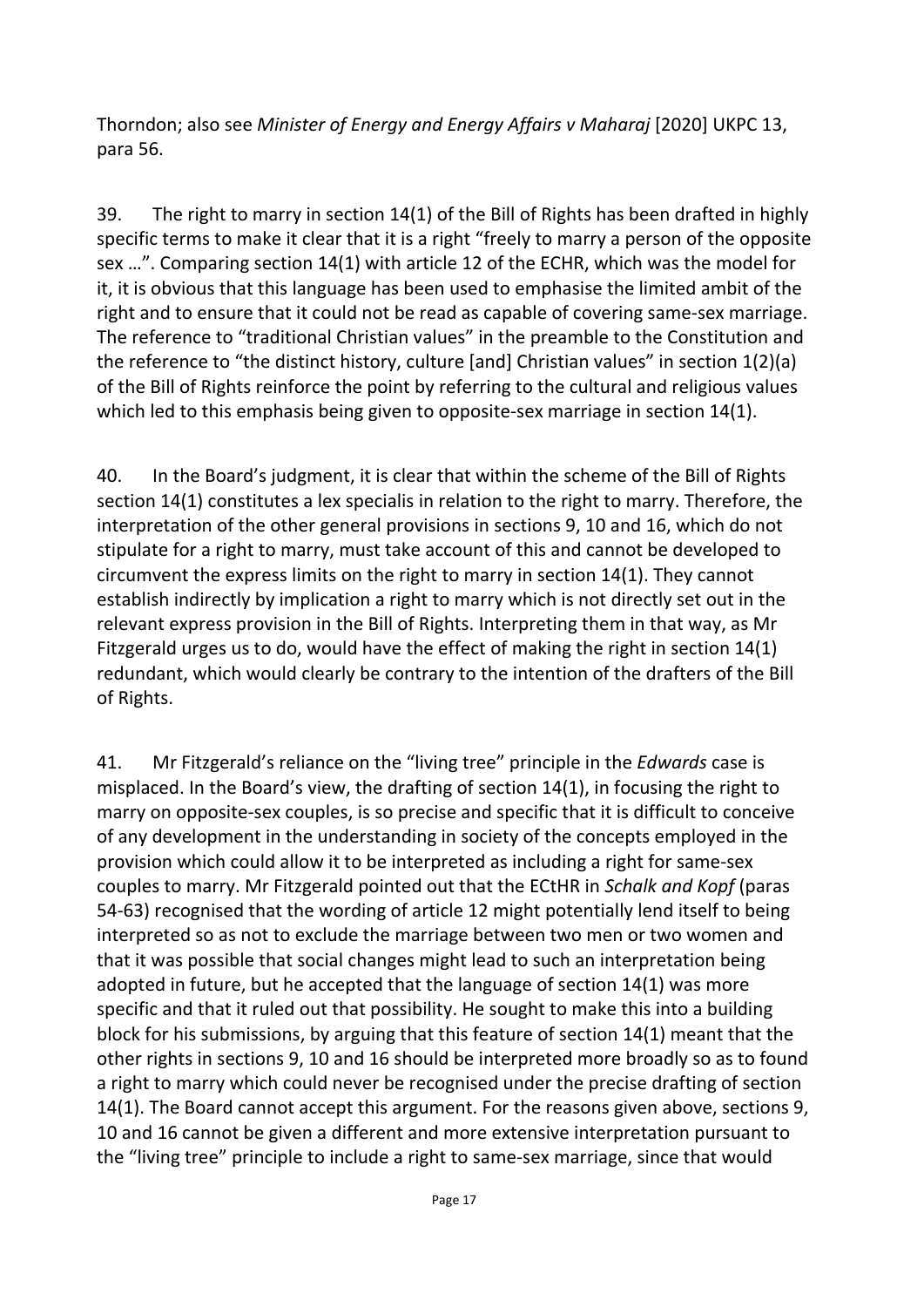Thorndon; also see *Minister of Energy and Energy Affairs v Maharaj* [2020] UKPC 13, para 56.

39. The right to marry in section 14(1) of the Bill of Rights has been drafted in highly specific terms to make it clear that it is a right "freely to marry a person of the opposite sex …". Comparing section 14(1) with article 12 of the ECHR, which was the model for it, it is obvious that this language has been used to emphasise the limited ambit of the right and to ensure that it could not be read as capable of covering same-sex marriage. The reference to "traditional Christian values" in the preamble to the Constitution and the reference to "the distinct history, culture [and] Christian values" in section 1(2)(a) of the Bill of Rights reinforce the point by referring to the cultural and religious values which led to this emphasis being given to opposite-sex marriage in section 14(1).

40. In the Board's judgment, it is clear that within the scheme of the Bill of Rights section 14(1) constitutes a lex specialis in relation to the right to marry. Therefore, the interpretation of the other general provisions in sections 9, 10 and 16, which do not stipulate for a right to marry, must take account of this and cannot be developed to circumvent the express limits on the right to marry in section 14(1). They cannot establish indirectly by implication a right to marry which is not directly set out in the relevant express provision in the Bill of Rights. Interpreting them in that way, as Mr Fitzgerald urges us to do, would have the effect of making the right in section 14(1) redundant, which would clearly be contrary to the intention of the drafters of the Bill of Rights.

41. Mr Fitzgerald's reliance on the "living tree" principle in the *Edwards* case is misplaced. In the Board's view, the drafting of section 14(1), in focusing the right to marry on opposite-sex couples, is so precise and specific that it is difficult to conceive of any development in the understanding in society of the concepts employed in the provision which could allow it to be interpreted as including a right for same-sex couples to marry. Mr Fitzgerald pointed out that the ECtHR in *Schalk and Kopf* (paras 54-63) recognised that the wording of article 12 might potentially lend itself to being interpreted so as not to exclude the marriage between two men or two women and that it was possible that social changes might lead to such an interpretation being adopted in future, but he accepted that the language of section 14(1) was more specific and that it ruled out that possibility. He sought to make this into a building block for his submissions, by arguing that this feature of section 14(1) meant that the other rights in sections 9, 10 and 16 should be interpreted more broadly so as to found a right to marry which could never be recognised under the precise drafting of section 14(1). The Board cannot accept this argument. For the reasons given above, sections 9, 10 and 16 cannot be given a different and more extensive interpretation pursuant to the "living tree" principle to include a right to same-sex marriage, since that would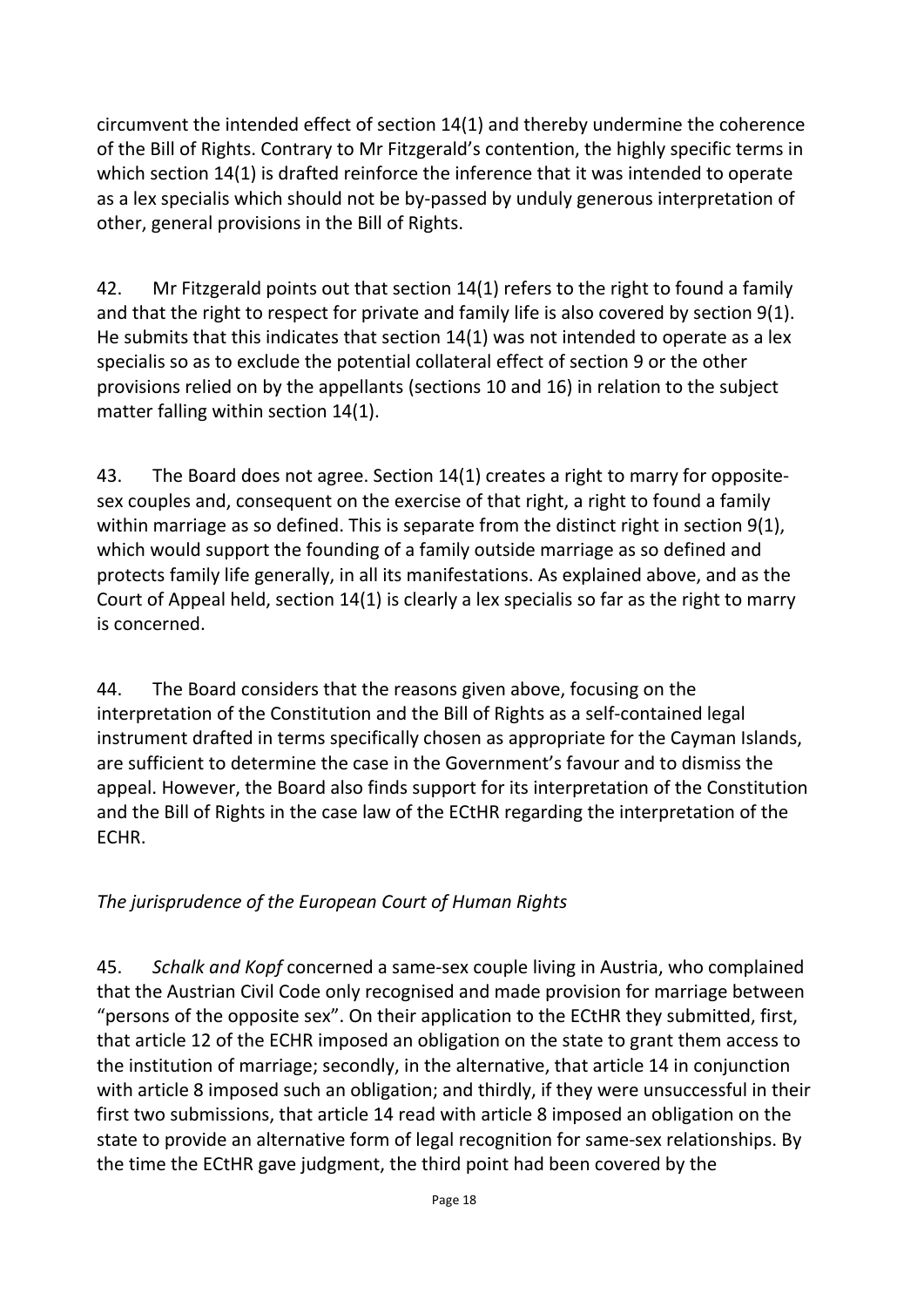circumvent the intended effect of section 14(1) and thereby undermine the coherence of the Bill of Rights. Contrary to Mr Fitzgerald's contention, the highly specific terms in which section 14(1) is drafted reinforce the inference that it was intended to operate as a lex specialis which should not be by-passed by unduly generous interpretation of other, general provisions in the Bill of Rights.

42. Mr Fitzgerald points out that section 14(1) refers to the right to found a family and that the right to respect for private and family life is also covered by section 9(1). He submits that this indicates that section 14(1) was not intended to operate as a lex specialis so as to exclude the potential collateral effect of section 9 or the other provisions relied on by the appellants (sections 10 and 16) in relation to the subject matter falling within section 14(1).

43. The Board does not agree. Section 14(1) creates a right to marry for opposite-sex couples and, consequent on the exercise of that right, a right to found a family within marriage as so defined. This is separate from the distinct right in section 9(1), which would support the founding of a family outside marriage as so defined and protects family life generally, in all its manifestations. As explained above, and as the Court of Appeal held, section 14(1) is clearly a lex specialis so far as the right to marry is concerned.

44. The Board considers that the reasons given above, focusing on the interpretation of the Constitution and the Bill of Rights as a self-contained legal instrument drafted in terms specifically chosen as appropriate for the Cayman Islands, are sufficient to determine the case in the Government's favour and to dismiss the appeal. However, the Board also finds support for its interpretation of the Constitution and the Bill of Rights in the case law of the ECtHR regarding the interpretation of the ECHR.

*The jurisprudence of the European Court of Human Rights*

45. *Schalk and Kopf* concerned a same-sex couple living in Austria, who complained that the Austrian Civil Code only recognised and made provision for marriage between "persons of the opposite sex". On their application to the ECtHR they submitted, first, that article 12 of the ECHR imposed an obligation on the state to grant them access to the institution of marriage; secondly, in the alternative, that article 14 in conjunction with article 8 imposed such an obligation; and thirdly, if they were unsuccessful in their first two submissions, that article 14 read with article 8 imposed an obligation on the state to provide an alternative form of legal recognition for same-sex relationships. By the time the ECtHR gave judgment, the third point had been covered by the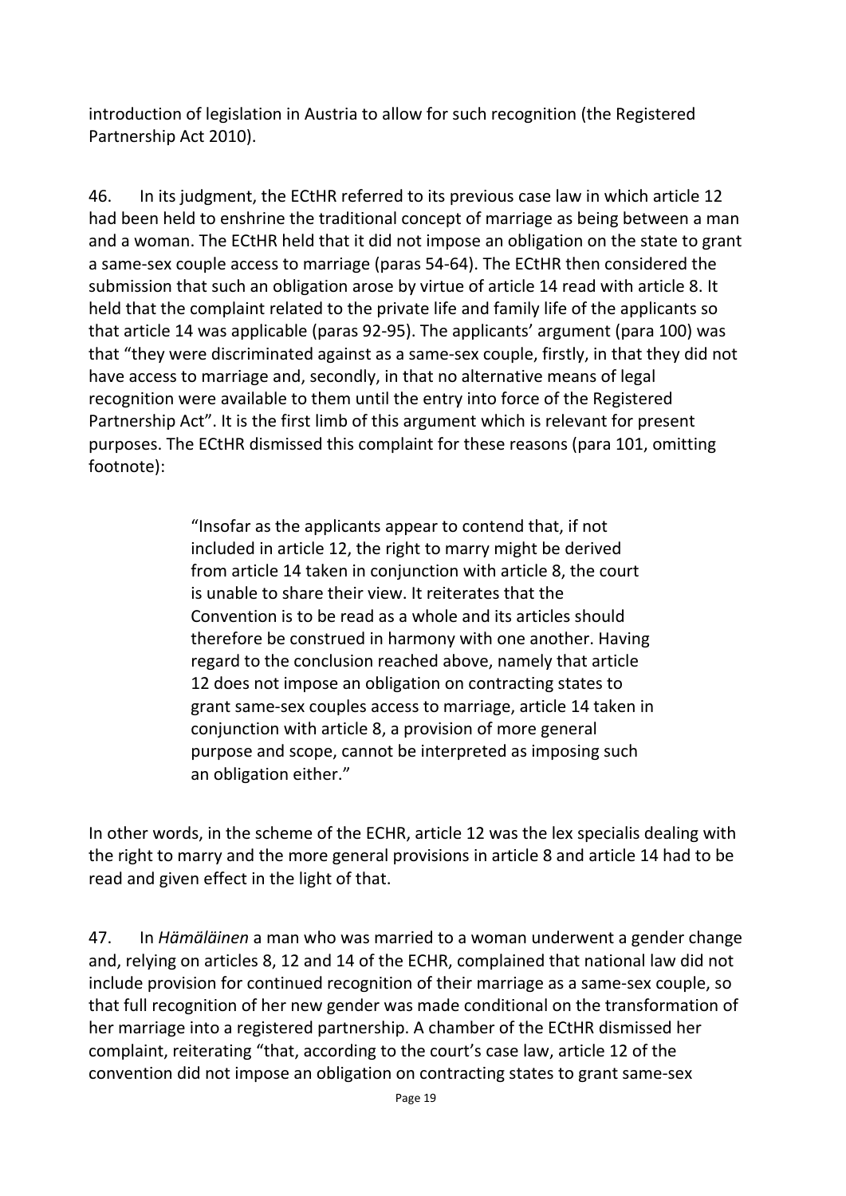introduction of legislation in Austria to allow for such recognition (the Registered Partnership Act 2010).

46. In its judgment, the ECtHR referred to its previous case law in which article 12 had been held to enshrine the traditional concept of marriage as being between a man and a woman. The ECtHR held that it did not impose an obligation on the state to grant a same-sex couple access to marriage (paras 54-64). The ECtHR then considered the submission that such an obligation arose by virtue of article 14 read with article 8. It held that the complaint related to the private life and family life of the applicants so that article 14 was applicable (paras 92-95). The applicants' argument (para 100) was that "they were discriminated against as a same-sex couple, firstly, in that they did not have access to marriage and, secondly, in that no alternative means of legal recognition were available to them until the entry into force of the Registered Partnership Act". It is the first limb of this argument which is relevant for present purposes. The ECtHR dismissed this complaint for these reasons (para 101, omitting footnote):

> "Insofar as the applicants appear to contend that, if not included in article 12, the right to marry might be derived from article 14 taken in conjunction with article 8, the court is unable to share their view. It reiterates that the Convention is to be read as a whole and its articles should therefore be construed in harmony with one another. Having regard to the conclusion reached above, namely that article 12 does not impose an obligation on contracting states to grant same-sex couples access to marriage, article 14 taken in conjunction with article 8, a provision of more general purpose and scope, cannot be interpreted as imposing such an obligation either."

In other words, in the scheme of the ECHR, article 12 was the lex specialis dealing with the right to marry and the more general provisions in article 8 and article 14 had to be read and given effect in the light of that.

47. In *Hämäläinen* a man who was married to a woman underwent a gender change and, relying on articles 8, 12 and 14 of the ECHR, complained that national law did not include provision for continued recognition of their marriage as a same-sex couple, so that full recognition of her new gender was made conditional on the transformation of her marriage into a registered partnership. A chamber of the ECtHR dismissed her complaint, reiterating "that, according to the court's case law, article 12 of the convention did not impose an obligation on contracting states to grant same-sex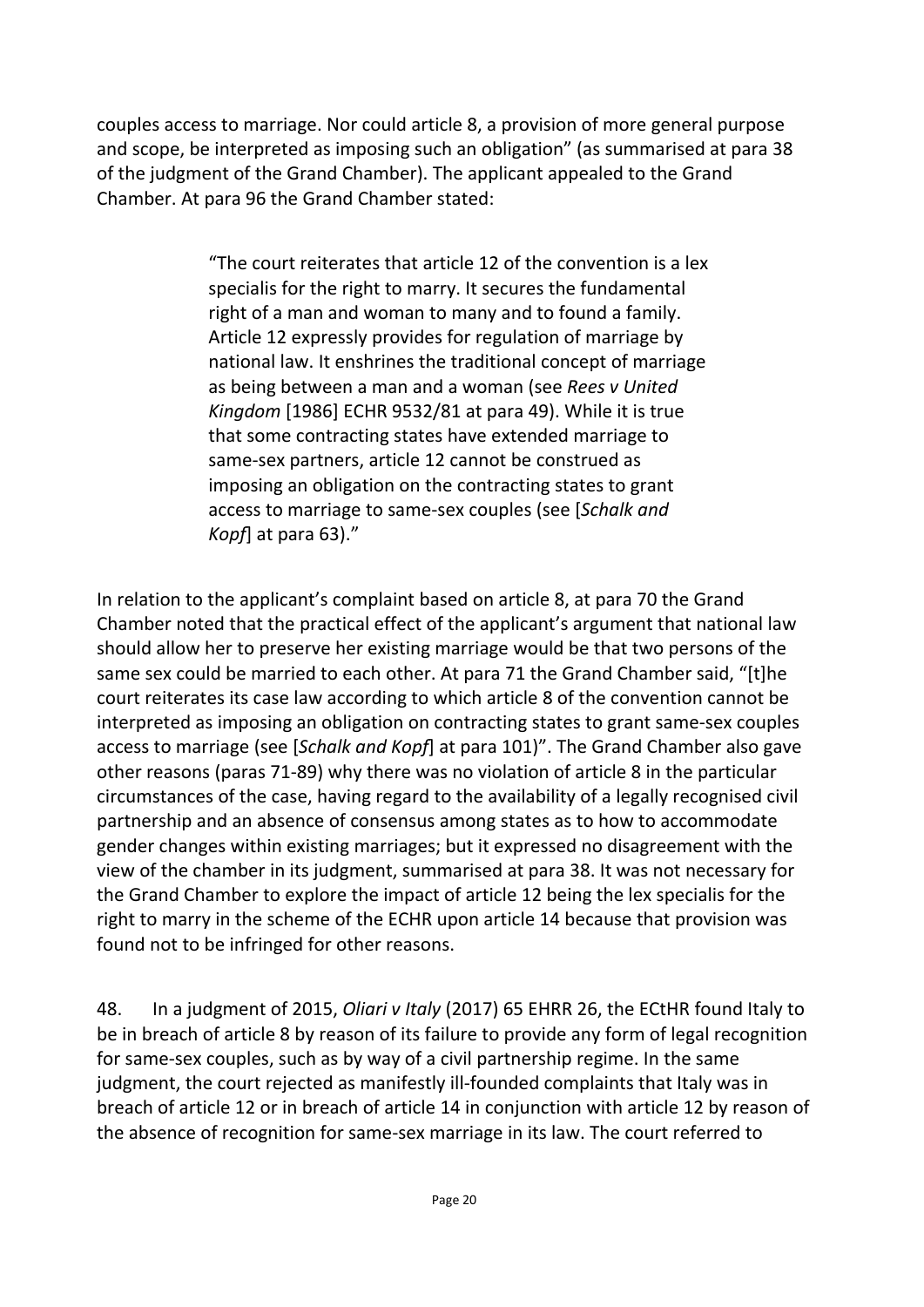couples access to marriage. Nor could article 8, a provision of more general purpose and scope, be interpreted as imposing such an obligation" (as summarised at para 38 of the judgment of the Grand Chamber). The applicant appealed to the Grand Chamber. At para 96 the Grand Chamber stated:

> "The court reiterates that article 12 of the convention is a lex specialis for the right to marry. It secures the fundamental right of a man and woman to many and to found a family. Article 12 expressly provides for regulation of marriage by national law. It enshrines the traditional concept of marriage as being between a man and a woman (see *Rees v United Kingdom* [1986] ECHR 9532/81 at para 49). While it is true that some contracting states have extended marriage to same-sex partners, article 12 cannot be construed as imposing an obligation on the contracting states to grant access to marriage to same-sex couples (see [*Schalk and Kopf*] at para 63)."

In relation to the applicant's complaint based on article 8, at para 70 the Grand Chamber noted that the practical effect of the applicant's argument that national law should allow her to preserve her existing marriage would be that two persons of the same sex could be married to each other. At para 71 the Grand Chamber said, "[t]he court reiterates its case law according to which article 8 of the convention cannot be interpreted as imposing an obligation on contracting states to grant same-sex couples access to marriage (see [*Schalk and Kopf*] at para 101)". The Grand Chamber also gave other reasons (paras 71-89) why there was no violation of article 8 in the particular circumstances of the case, having regard to the availability of a legally recognised civil partnership and an absence of consensus among states as to how to accommodate gender changes within existing marriages; but it expressed no disagreement with the view of the chamber in its judgment, summarised at para 38. It was not necessary for the Grand Chamber to explore the impact of article 12 being the lex specialis for the right to marry in the scheme of the ECHR upon article 14 because that provision was found not to be infringed for other reasons.

48. In a judgment of 2015, *Oliari v Italy* (2017) 65 EHRR 26, the ECtHR found Italy to be in breach of article 8 by reason of its failure to provide any form of legal recognition for same-sex couples, such as by way of a civil partnership regime. In the same judgment, the court rejected as manifestly ill-founded complaints that Italy was in breach of article 12 or in breach of article 14 in conjunction with article 12 by reason of the absence of recognition for same-sex marriage in its law. The court referred to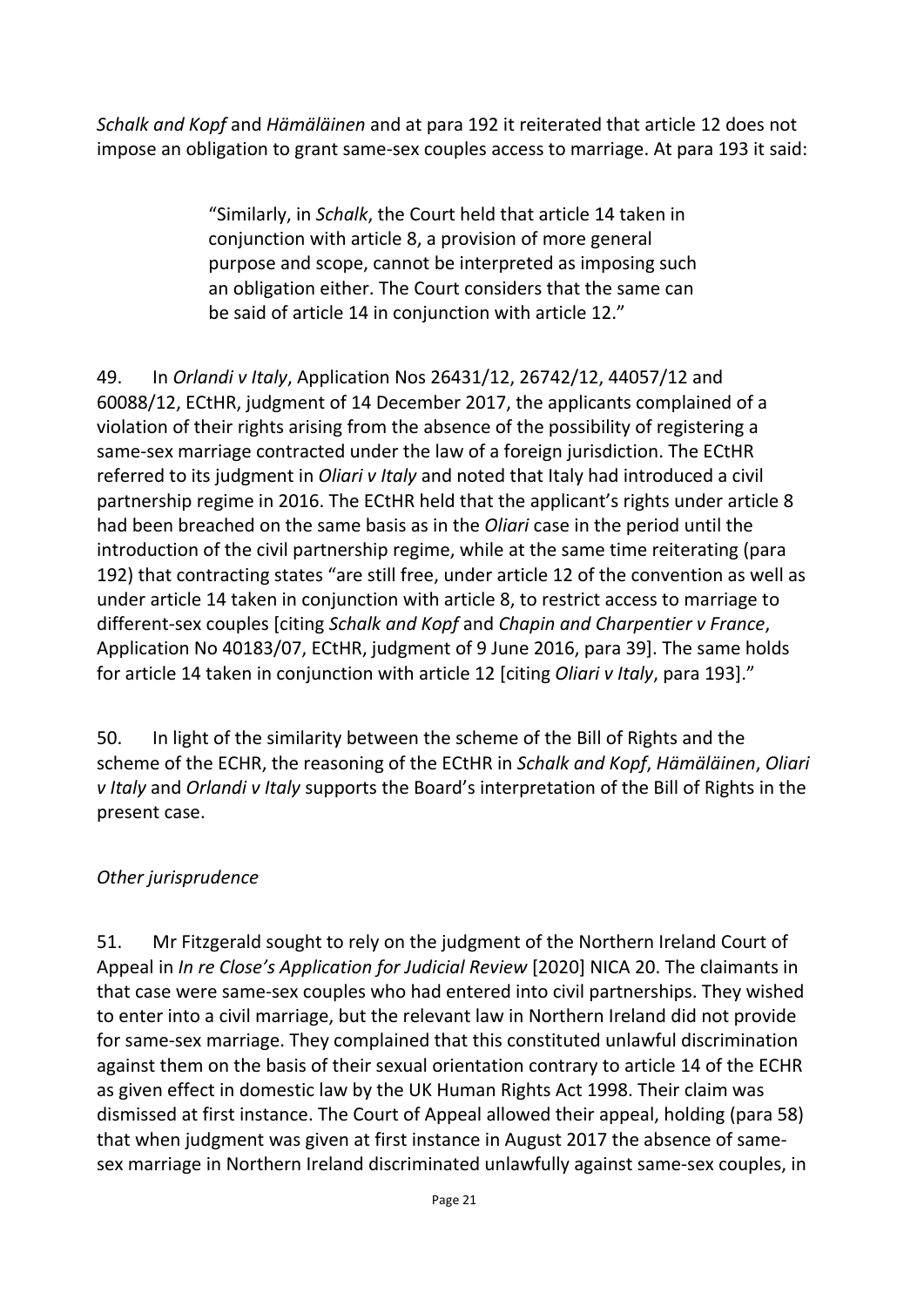*Schalk and Kopf* and *Hämäläinen* and at para 192 it reiterated that article 12 does not impose an obligation to grant same-sex couples access to marriage. At para 193 it said:

> "Similarly, in *Schalk*, the Court held that article 14 taken in conjunction with article 8, a provision of more general purpose and scope, cannot be interpreted as imposing such an obligation either. The Court considers that the same can be said of article 14 in conjunction with article 12."

49. In *Orlandi v Italy*, Application Nos 26431/12, 26742/12, 44057/12 and 60088/12, ECtHR, judgment of 14 December 2017, the applicants complained of a violation of their rights arising from the absence of the possibility of registering a same-sex marriage contracted under the law of a foreign jurisdiction. The ECtHR referred to its judgment in *Oliari v Italy* and noted that Italy had introduced a civil partnership regime in 2016. The ECtHR held that the applicant's rights under article 8 had been breached on the same basis as in the *Oliari* case in the period until the introduction of the civil partnership regime, while at the same time reiterating (para 192) that contracting states "are still free, under article 12 of the convention as well as under article 14 taken in conjunction with article 8, to restrict access to marriage to different-sex couples [citing *Schalk and Kopf* and *Chapin and Charpentier v France*, Application No 40183/07, ECtHR, judgment of 9 June 2016, para 39]. The same holds for article 14 taken in conjunction with article 12 [citing *Oliari v Italy*, para 193]."

50. In light of the similarity between the scheme of the Bill of Rights and the scheme of the ECHR, the reasoning of the ECtHR in *Schalk and Kopf*, *Hämäläinen*, *Oliari v Italy* and *Orlandi v Italy* supports the Board's interpretation of the Bill of Rights in the present case.

*Other jurisprudence*

51. Mr Fitzgerald sought to rely on the judgment of the Northern Ireland Court of Appeal in *In re Close's Application for Judicial Review* [2020] NICA 20. The claimants in that case were same-sex couples who had entered into civil partnerships. They wished to enter into a civil marriage, but the relevant law in Northern Ireland did not provide for same-sex marriage. They complained that this constituted unlawful discrimination against them on the basis of their sexual orientation contrary to article 14 of the ECHR as given effect in domestic law by the UK Human Rights Act 1998. Their claim was dismissed at first instance. The Court of Appeal allowed their appeal, holding (para 58) that when judgment was given at first instance in August 2017 the absence of same-sex marriage in Northern Ireland discriminated unlawfully against same-sex couples, in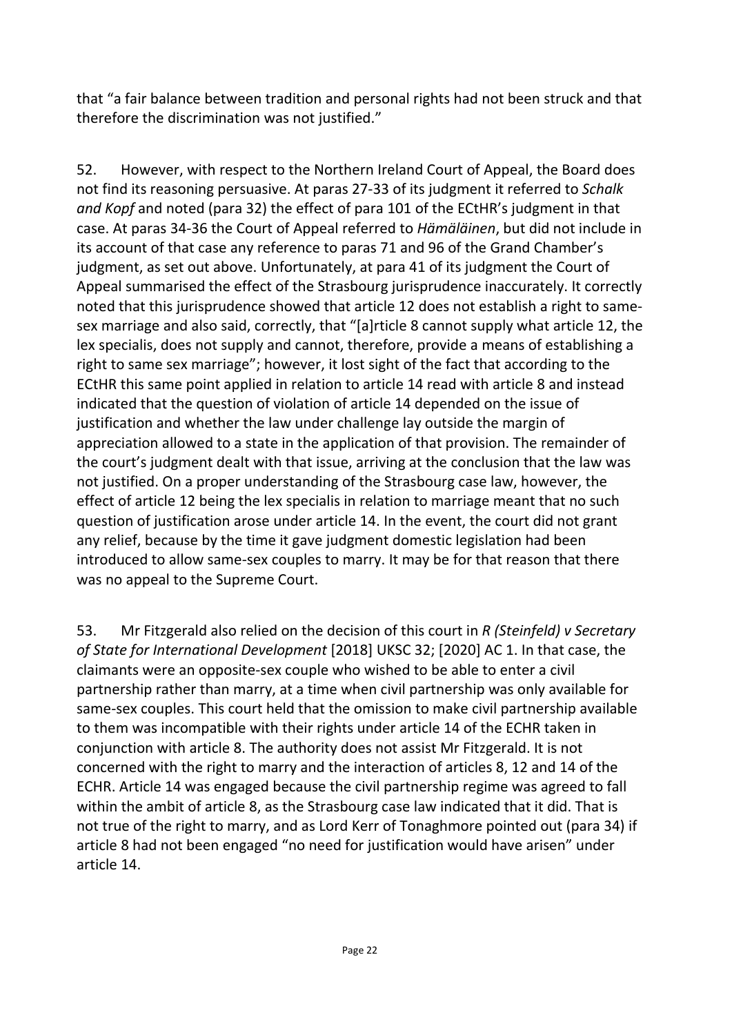that "a fair balance between tradition and personal rights had not been struck and that therefore the discrimination was not justified."

52. However, with respect to the Northern Ireland Court of Appeal, the Board does not find its reasoning persuasive. At paras 27-33 of its judgment it referred to *Schalk and Kopf* and noted (para 32) the effect of para 101 of the ECtHR's judgment in that case. At paras 34-36 the Court of Appeal referred to *Hämäläinen*, but did not include in its account of that case any reference to paras 71 and 96 of the Grand Chamber's judgment, as set out above. Unfortunately, at para 41 of its judgment the Court of Appeal summarised the effect of the Strasbourg jurisprudence inaccurately. It correctly noted that this jurisprudence showed that article 12 does not establish a right to same-sex marriage and also said, correctly, that "[a]rticle 8 cannot supply what article 12, the lex specialis, does not supply and cannot, therefore, provide a means of establishing a right to same sex marriage"; however, it lost sight of the fact that according to the ECtHR this same point applied in relation to article 14 read with article 8 and instead indicated that the question of violation of article 14 depended on the issue of justification and whether the law under challenge lay outside the margin of appreciation allowed to a state in the application of that provision. The remainder of the court's judgment dealt with that issue, arriving at the conclusion that the law was not justified. On a proper understanding of the Strasbourg case law, however, the effect of article 12 being the lex specialis in relation to marriage meant that no such question of justification arose under article 14. In the event, the court did not grant any relief, because by the time it gave judgment domestic legislation had been introduced to allow same-sex couples to marry. It may be for that reason that there was no appeal to the Supreme Court.

53. Mr Fitzgerald also relied on the decision of this court in *R (Steinfeld) v Secretary of State for International Development* [2018] UKSC 32; [2020] AC 1. In that case, the claimants were an opposite-sex couple who wished to be able to enter a civil partnership rather than marry, at a time when civil partnership was only available for same-sex couples. This court held that the omission to make civil partnership available to them was incompatible with their rights under article 14 of the ECHR taken in conjunction with article 8. The authority does not assist Mr Fitzgerald. It is not concerned with the right to marry and the interaction of articles 8, 12 and 14 of the ECHR. Article 14 was engaged because the civil partnership regime was agreed to fall within the ambit of article 8, as the Strasbourg case law indicated that it did. That is not true of the right to marry, and as Lord Kerr of Tonaghmore pointed out (para 34) if article 8 had not been engaged "no need for justification would have arisen" under article 14.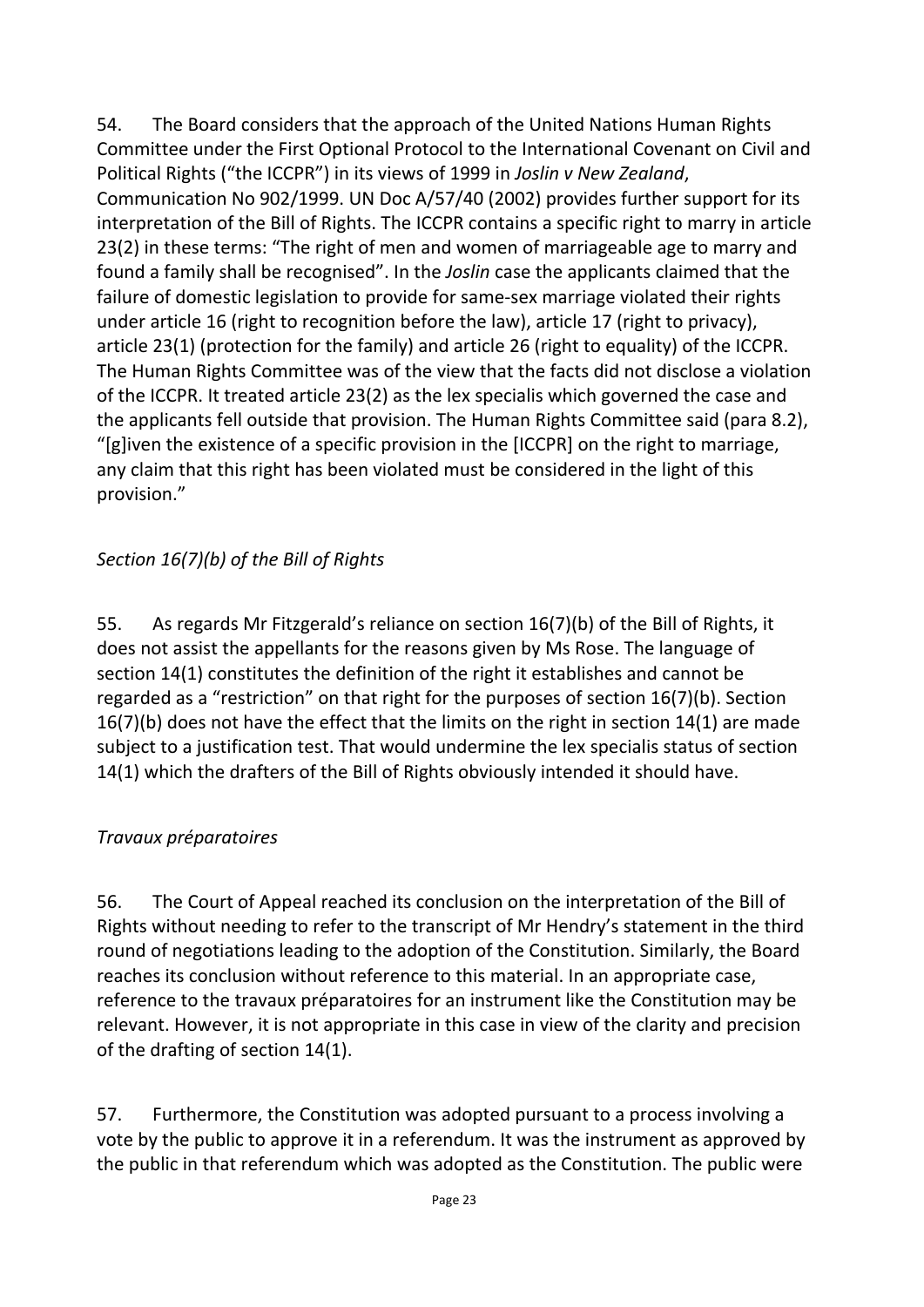54. The Board considers that the approach of the United Nations Human Rights Committee under the First Optional Protocol to the International Covenant on Civil and Political Rights ("the ICCPR") in its views of 1999 in *Joslin v New Zealand*, Communication No 902/1999. UN Doc A/57/40 (2002) provides further support for its interpretation of the Bill of Rights. The ICCPR contains a specific right to marry in article 23(2) in these terms: "The right of men and women of marriageable age to marry and found a family shall be recognised". In the *Joslin* case the applicants claimed that the failure of domestic legislation to provide for same-sex marriage violated their rights under article 16 (right to recognition before the law), article 17 (right to privacy), article 23(1) (protection for the family) and article 26 (right to equality) of the ICCPR. The Human Rights Committee was of the view that the facts did not disclose a violation of the ICCPR. It treated article 23(2) as the lex specialis which governed the case and the applicants fell outside that provision. The Human Rights Committee said (para 8.2), "[g]iven the existence of a specific provision in the [ICCPR] on the right to marriage, any claim that this right has been violated must be considered in the light of this provision."

*Section 16(7)(b) of the Bill of Rights*

55. As regards Mr Fitzgerald's reliance on section 16(7)(b) of the Bill of Rights, it does not assist the appellants for the reasons given by Ms Rose. The language of section 14(1) constitutes the definition of the right it establishes and cannot be regarded as a "restriction" on that right for the purposes of section 16(7)(b). Section 16(7)(b) does not have the effect that the limits on the right in section 14(1) are made subject to a justification test. That would undermine the lex specialis status of section 14(1) which the drafters of the Bill of Rights obviously intended it should have.

*Travaux préparatoires*

56. The Court of Appeal reached its conclusion on the interpretation of the Bill of Rights without needing to refer to the transcript of Mr Hendry's statement in the third round of negotiations leading to the adoption of the Constitution. Similarly, the Board reaches its conclusion without reference to this material. In an appropriate case, reference to the travaux préparatoires for an instrument like the Constitution may be relevant. However, it is not appropriate in this case in view of the clarity and precision of the drafting of section 14(1).

57. Furthermore, the Constitution was adopted pursuant to a process involving a vote by the public to approve it in a referendum. It was the instrument as approved by the public in that referendum which was adopted as the Constitution. The public were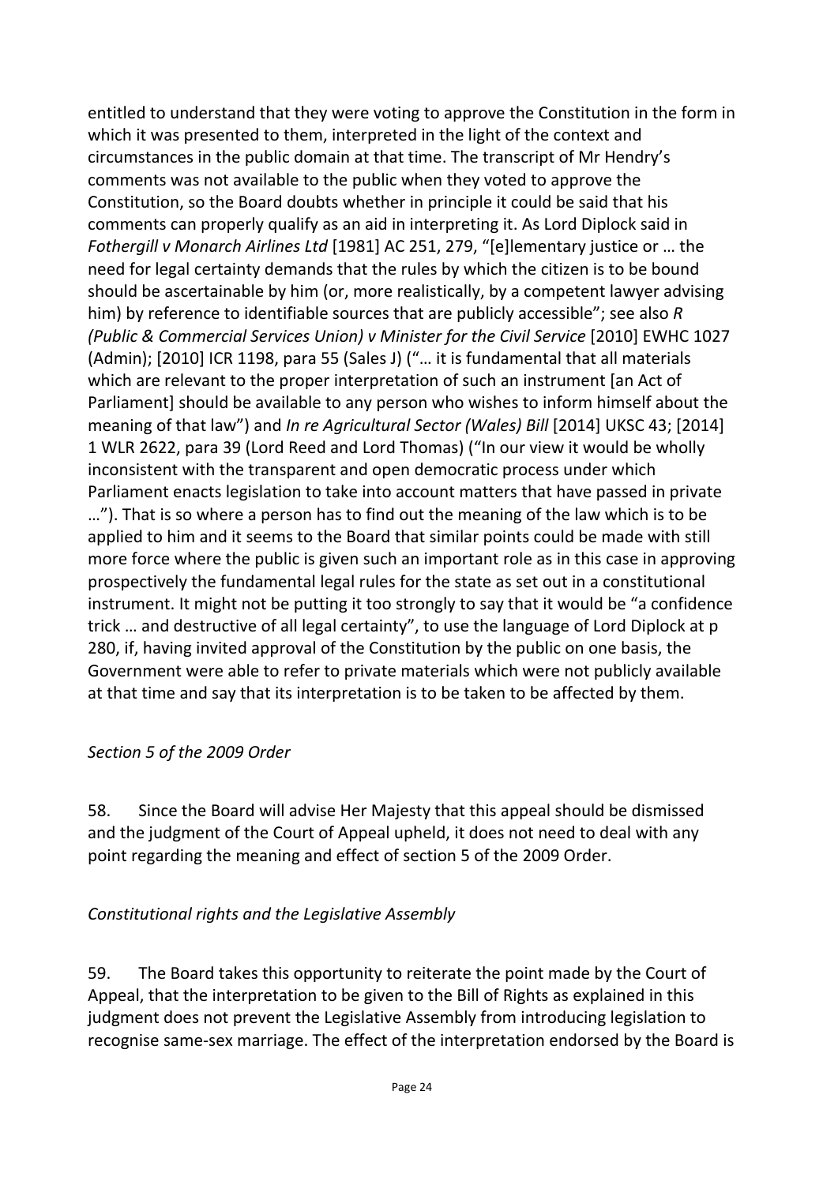entitled to understand that they were voting to approve the Constitution in the form in which it was presented to them, interpreted in the light of the context and circumstances in the public domain at that time. The transcript of Mr Hendry's comments was not available to the public when they voted to approve the Constitution, so the Board doubts whether in principle it could be said that his comments can properly qualify as an aid in interpreting it. As Lord Diplock said in *Fothergill v Monarch Airlines Ltd* [1981] AC 251, 279, "[e]lementary justice or … the need for legal certainty demands that the rules by which the citizen is to be bound should be ascertainable by him (or, more realistically, by a competent lawyer advising him) by reference to identifiable sources that are publicly accessible"; see also *R (Public & Commercial Services Union) v Minister for the Civil Service* [2010] EWHC 1027 (Admin); [2010] ICR 1198, para 55 (Sales J) ("… it is fundamental that all materials which are relevant to the proper interpretation of such an instrument [an Act of Parliament] should be available to any person who wishes to inform himself about the meaning of that law") and *In re Agricultural Sector (Wales) Bill* [2014] UKSC 43; [2014] 1 WLR 2622, para 39 (Lord Reed and Lord Thomas) ("In our view it would be wholly inconsistent with the transparent and open democratic process under which Parliament enacts legislation to take into account matters that have passed in private …"). That is so where a person has to find out the meaning of the law which is to be applied to him and it seems to the Board that similar points could be made with still more force where the public is given such an important role as in this case in approving prospectively the fundamental legal rules for the state as set out in a constitutional instrument. It might not be putting it too strongly to say that it would be "a confidence trick … and destructive of all legal certainty", to use the language of Lord Diplock at p 280, if, having invited approval of the Constitution by the public on one basis, the Government were able to refer to private materials which were not publicly available at that time and say that its interpretation is to be taken to be affected by them.

*Section 5 of the 2009 Order*

58. Since the Board will advise Her Majesty that this appeal should be dismissed and the judgment of the Court of Appeal upheld, it does not need to deal with any point regarding the meaning and effect of section 5 of the 2009 Order.

*Constitutional rights and the Legislative Assembly*

59. The Board takes this opportunity to reiterate the point made by the Court of Appeal, that the interpretation to be given to the Bill of Rights as explained in this judgment does not prevent the Legislative Assembly from introducing legislation to recognise same-sex marriage. The effect of the interpretation endorsed by the Board is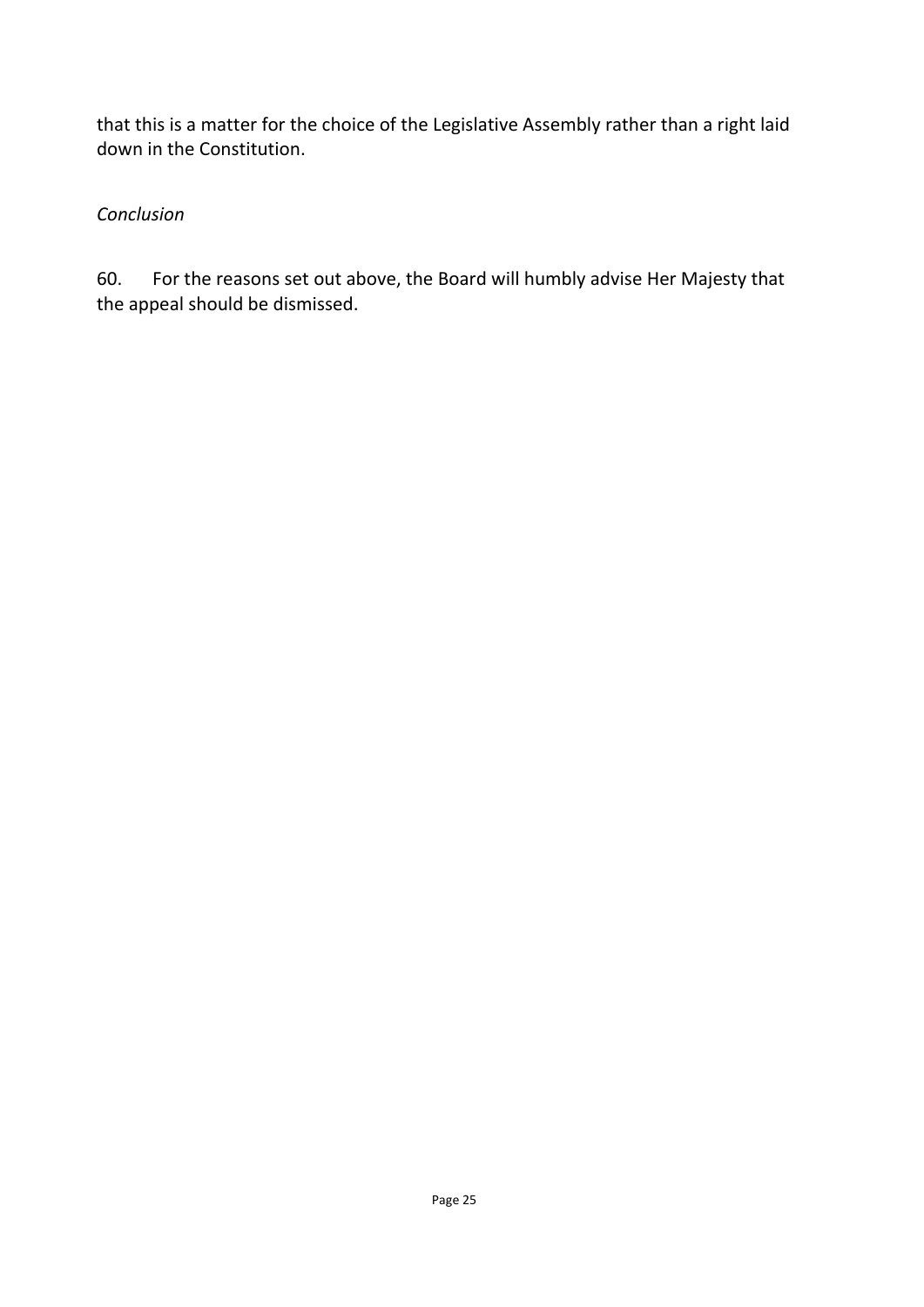that this is a matter for the choice of the Legislative Assembly rather than a right laid down in the Constitution.

*Conclusion*

60. For the reasons set out above, the Board will humbly advise Her Majesty that the appeal should be dismissed.